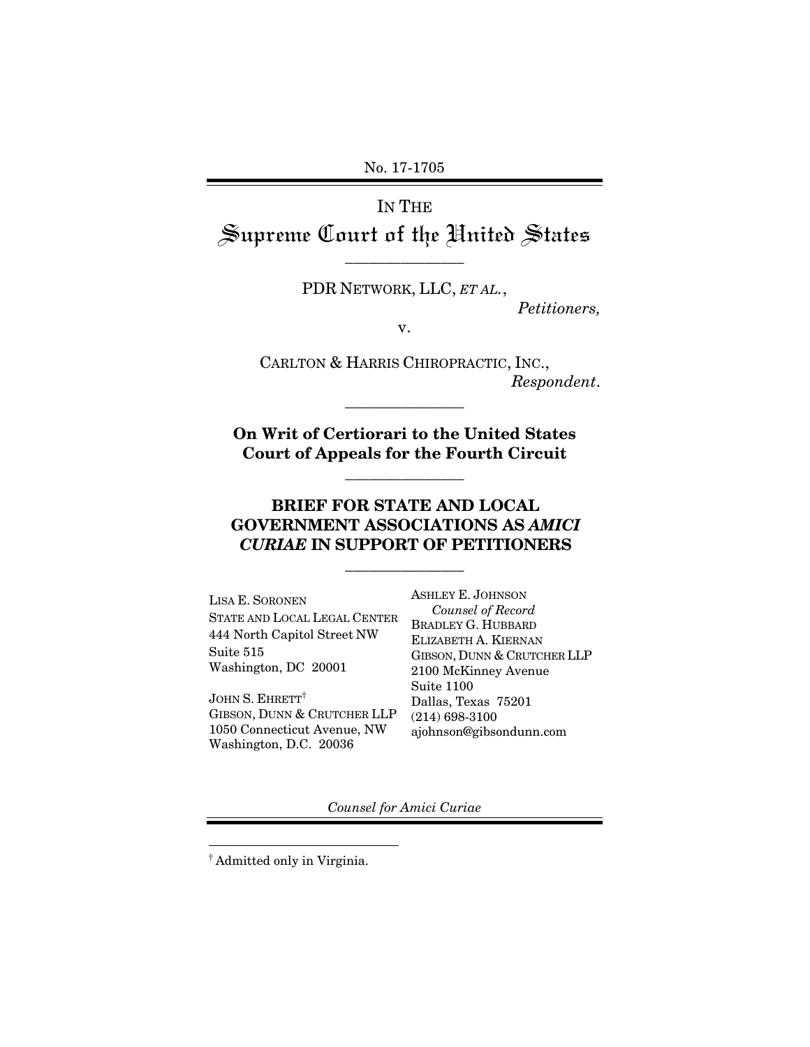No. 17-1705

# IN THE Supreme Court of the United States

---

PDR NETWORK, LLC, *ET AL.*,

*Petitioners,*

v.

CARLTON & HARRIS CHIROPRACTIC, INC.,

*Respondent*.

---

**On Writ of Certiorari to the United States Court of Appeals for the Fourth Circuit**

---

## BRIEF FOR STATE AND LOCAL GOVERNMENT ASSOCIATIONS AS *AMICI CURIAE* IN SUPPORT OF PETITIONERS

---

LISA E. SORONEN
STATE AND LOCAL LEGAL CENTER
444 North Capitol Street NW
Suite 515
Washington, DC 20001

JOHN S. EHRETT†
GIBSON, DUNN & CRUTCHER LLP
1050 Connecticut Avenue, NW
Washington, D.C. 20036

ASHLEY E. JOHNSON
*Counsel of Record*
BRADLEY G. HUBBARD
ELIZABETH A. KIERNAN
GIBSON, DUNN & CRUTCHER LLP
2100 McKinney Avenue
Suite 1100
Dallas, Texas 75201
(214) 698-3100
ajohnson@gibsondunn.com

*Counsel for Amici Curiae*

---

† Admitted only in Virginia.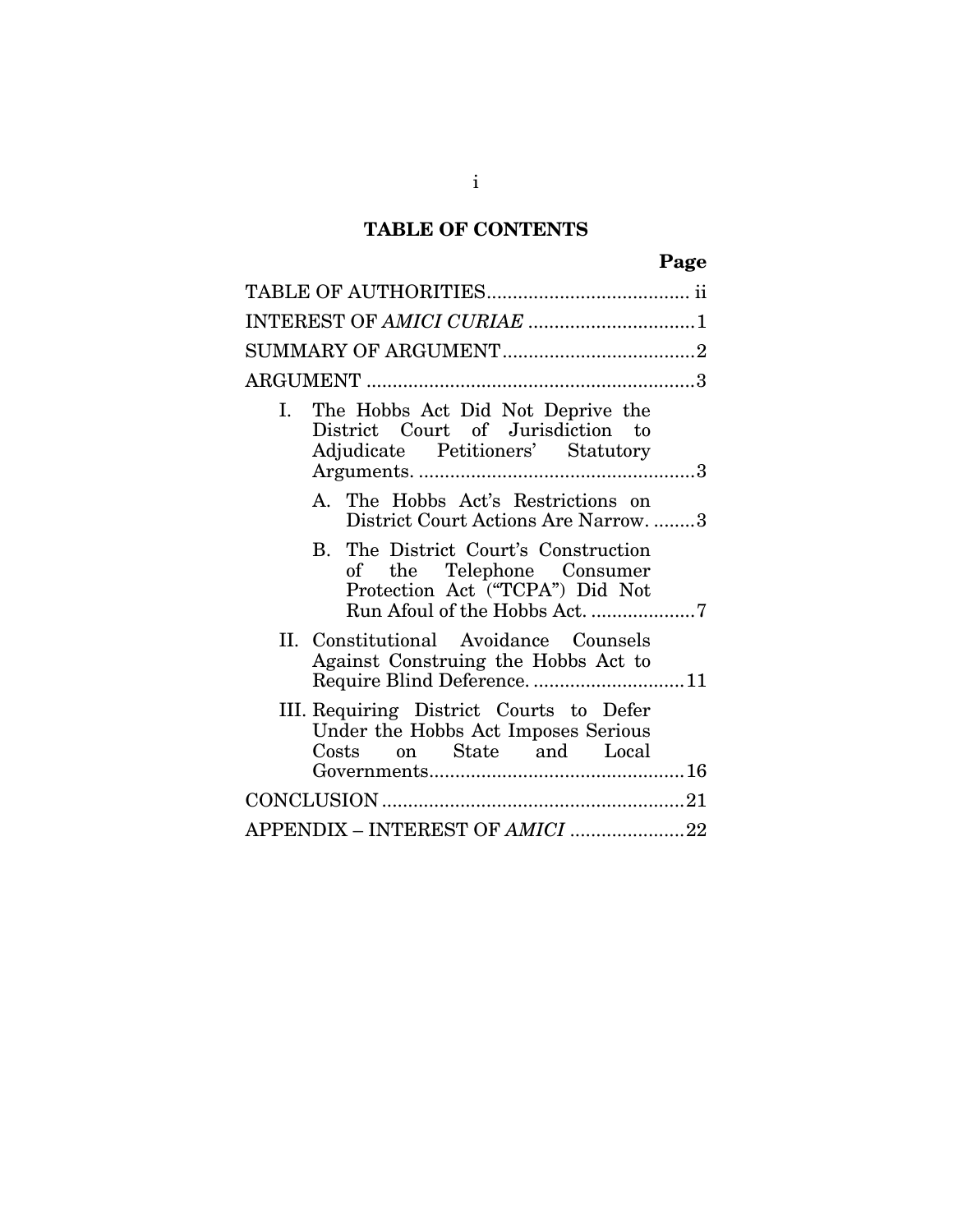## TABLE OF CONTENTS

| | Page |
|---|---|
| TABLE OF AUTHORITIES | ii |
| INTEREST OF *AMICI CURIAE* | 1 |
| SUMMARY OF ARGUMENT | 2 |
| ARGUMENT | 3 |
| I. The Hobbs Act Did Not Deprive the District Court of Jurisdiction to Adjudicate Petitioners' Statutory Arguments. | 3 |
| A. The Hobbs Act's Restrictions on District Court Actions Are Narrow. | 3 |
| B. The District Court's Construction of the Telephone Consumer Protection Act ("TCPA") Did Not Run Afoul of the Hobbs Act. | 7 |
| II. Constitutional Avoidance Counsels Against Construing the Hobbs Act to Require Blind Deference. | 11 |
| III. Requiring District Courts to Defer Under the Hobbs Act Imposes Serious Costs on State and Local Governments. | 16 |
| CONCLUSION | 21 |
| APPENDIX – INTEREST OF *AMICI* | 22 |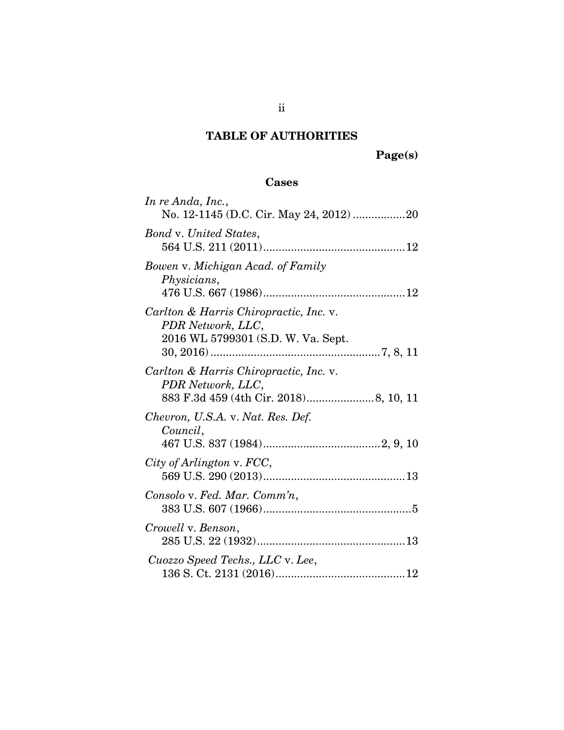# TABLE OF AUTHORITIES

**Page(s)**

## Cases

*In re Anda, Inc.*,
No. 12-1145 (D.C. Cir. May 24, 2012) .................20

*Bond* v. *United States*,
564 U.S. 211 (2011)..............................................12

*Bowen* v. *Michigan Acad. of Family Physicians*,
476 U.S. 667 (1986)..............................................12

*Carlton & Harris Chiropractic, Inc.* v. *PDR Network, LLC*,
2016 WL 5799301 (S.D. W. Va. Sept. 30, 2016).......................................................7, 8, 11

*Carlton & Harris Chiropractic, Inc.* v. *PDR Network, LLC*,
883 F.3d 459 (4th Cir. 2018)......................8, 10, 11

*Chevron, U.S.A.* v. *Nat. Res. Def. Council*,
467 U.S. 837 (1984)......................................2, 9, 10

*City of Arlington* v. *FCC*,
569 U.S. 290 (2013)..............................................13

*Consolo* v. *Fed. Mar. Comm'n*,
383 U.S. 607 (1966)................................................5

*Crowell* v. *Benson*,
285 U.S. 22 (1932)................................................13

*Cuozzo Speed Techs., LLC* v. *Lee*,
136 S. Ct. 2131 (2016)..........................................12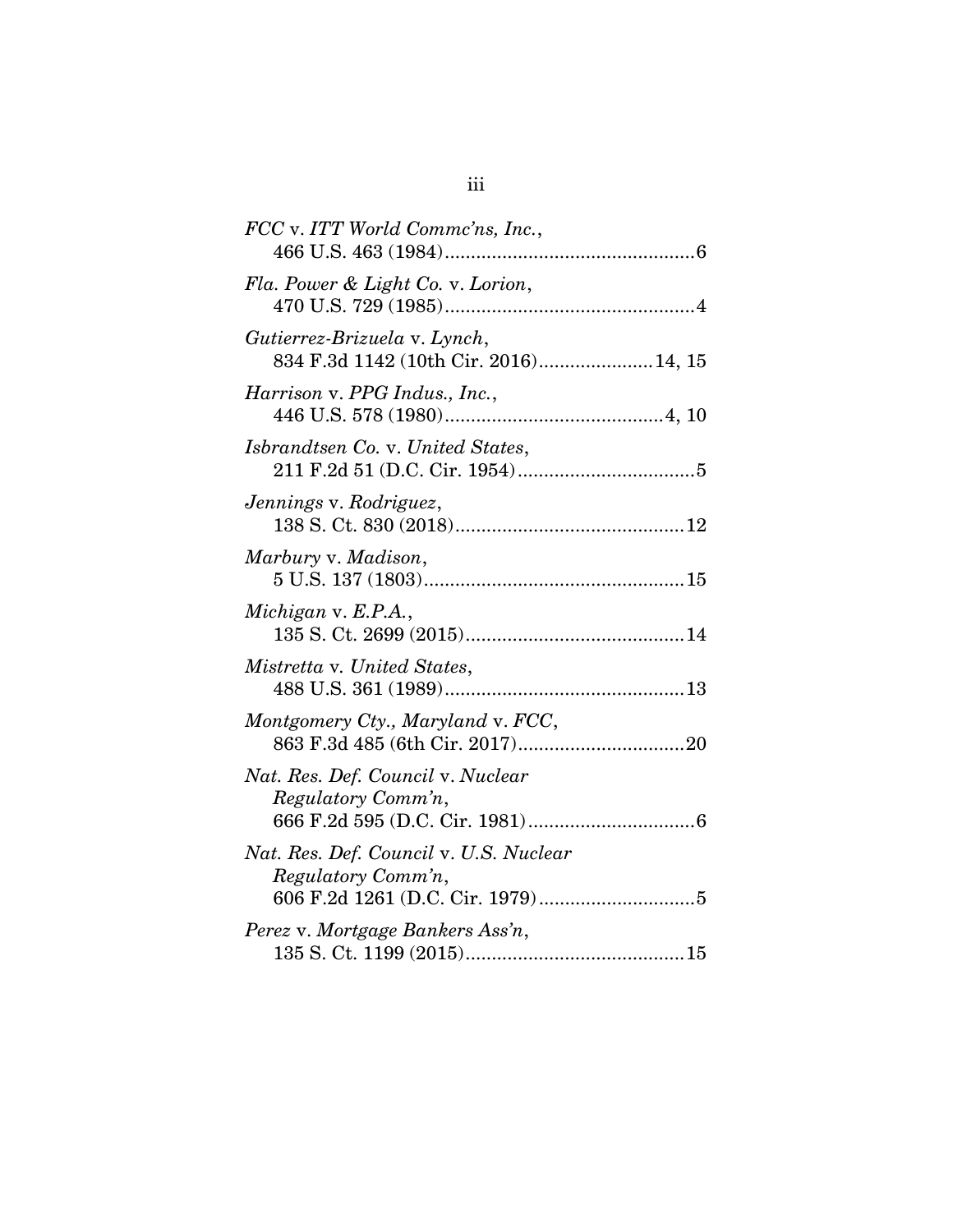*FCC* v. *ITT World Commc'ns, Inc.*,
466 U.S. 463 (1984) ............................................... 6

*Fla. Power & Light Co.* v. *Lorion*,
470 U.S. 729 (1985) ............................................... 4

*Gutierrez-Brizuela* v. *Lynch*,
834 F.3d 1142 (10th Cir. 2016) ..................... 14, 15

*Harrison* v. *PPG Indus., Inc.*,
446 U.S. 578 (1980) ......................................... 4, 10

*Isbrandtsen Co.* v. *United States*,
211 F.2d 51 (D.C. Cir. 1954) ................................. 5

*Jennings* v. *Rodriguez*,
138 S. Ct. 830 (2018) ........................................... 12

*Marbury* v. *Madison*,
5 U.S. 137 (1803) ................................................ 15

*Michigan* v. *E.P.A.*,
135 S. Ct. 2699 (2015) ......................................... 14

*Mistretta* v. *United States*,
488 U.S. 361 (1989) ............................................. 13

*Montgomery Cty., Maryland* v. *FCC*,
863 F.3d 485 (6th Cir. 2017) ............................... 20

*Nat. Res. Def. Council* v. *Nuclear Regulatory Comm'n*,
666 F.2d 595 (D.C. Cir. 1981) ............................... 6

*Nat. Res. Def. Council* v. *U.S. Nuclear Regulatory Comm'n*,
606 F.2d 1261 (D.C. Cir. 1979) ............................. 5

*Perez* v. *Mortgage Bankers Ass'n*,
135 S. Ct. 1199 (2015) ......................................... 15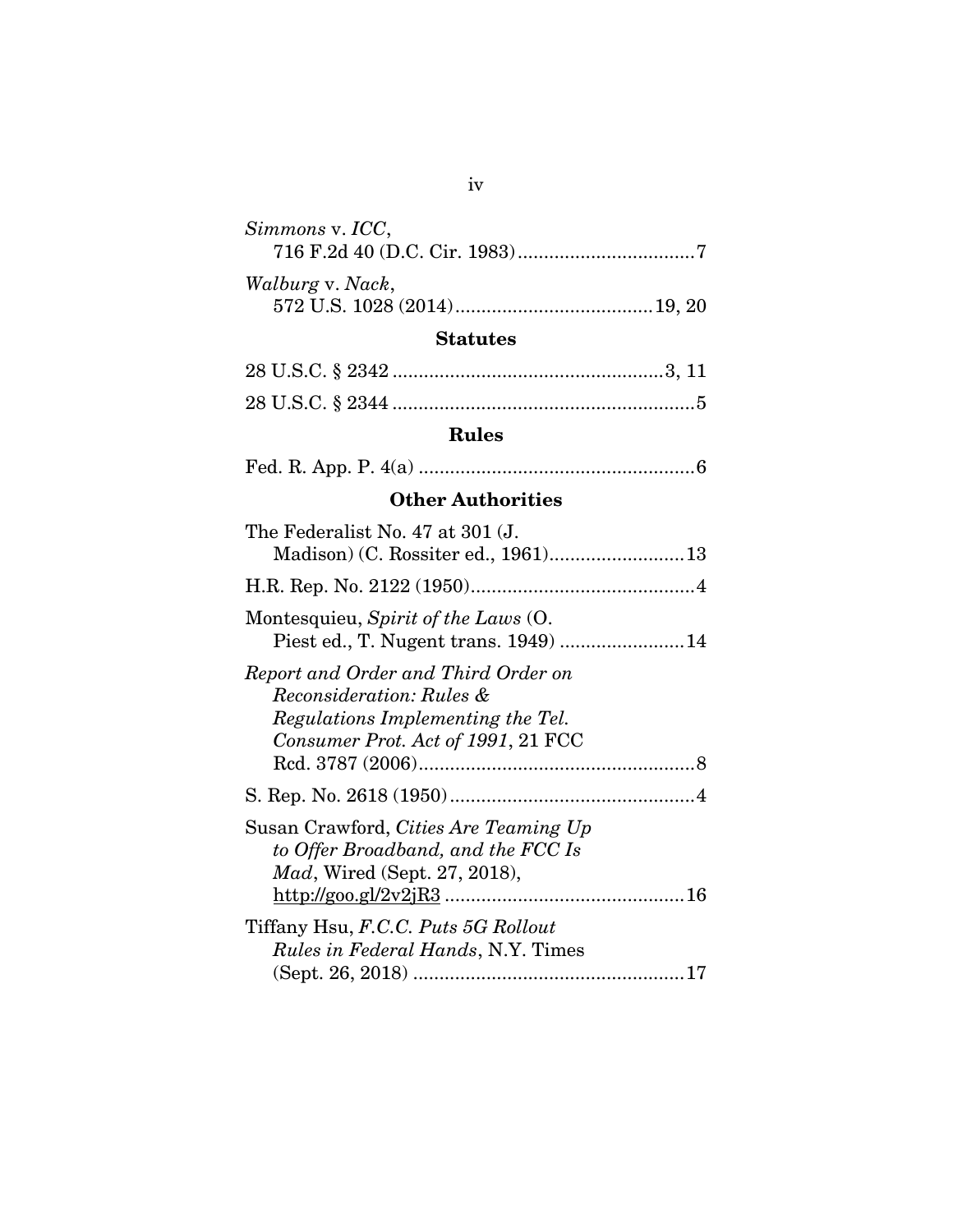*Simmons* v. *ICC*,
716 F.2d 40 (D.C. Cir. 1983)..................................7

*Walburg* v. *Nack*,
572 U.S. 1028 (2014)......................................19, 20

## Statutes

28 U.S.C. § 2342 ....................................................3, 11

28 U.S.C. § 2344 ..........................................................5

## Rules

Fed. R. App. P. 4(a) .....................................................6

## Other Authorities

The Federalist No. 47 at 301 (J. Madison) (C. Rossiter ed., 1961)..........................13

H.R. Rep. No. 2122 (1950)...........................................4

Montesquieu, *Spirit of the Laws* (O. Piest ed., T. Nugent trans. 1949) ........................14

*Report and Order and Third Order on Reconsideration: Rules & Regulations Implementing the Tel. Consumer Prot. Act of 1991*, 21 FCC Rcd. 3787 (2006).....................................................8

S. Rep. No. 2618 (1950)...............................................4

Susan Crawford, *Cities Are Teaming Up to Offer Broadband, and the FCC Is Mad*, Wired (Sept. 27, 2018), http://goo.gl/2v2jR3 .............................................16

Tiffany Hsu, *F.C.C. Puts 5G Rollout Rules in Federal Hands*, N.Y. Times (Sept. 26, 2018) ....................................................17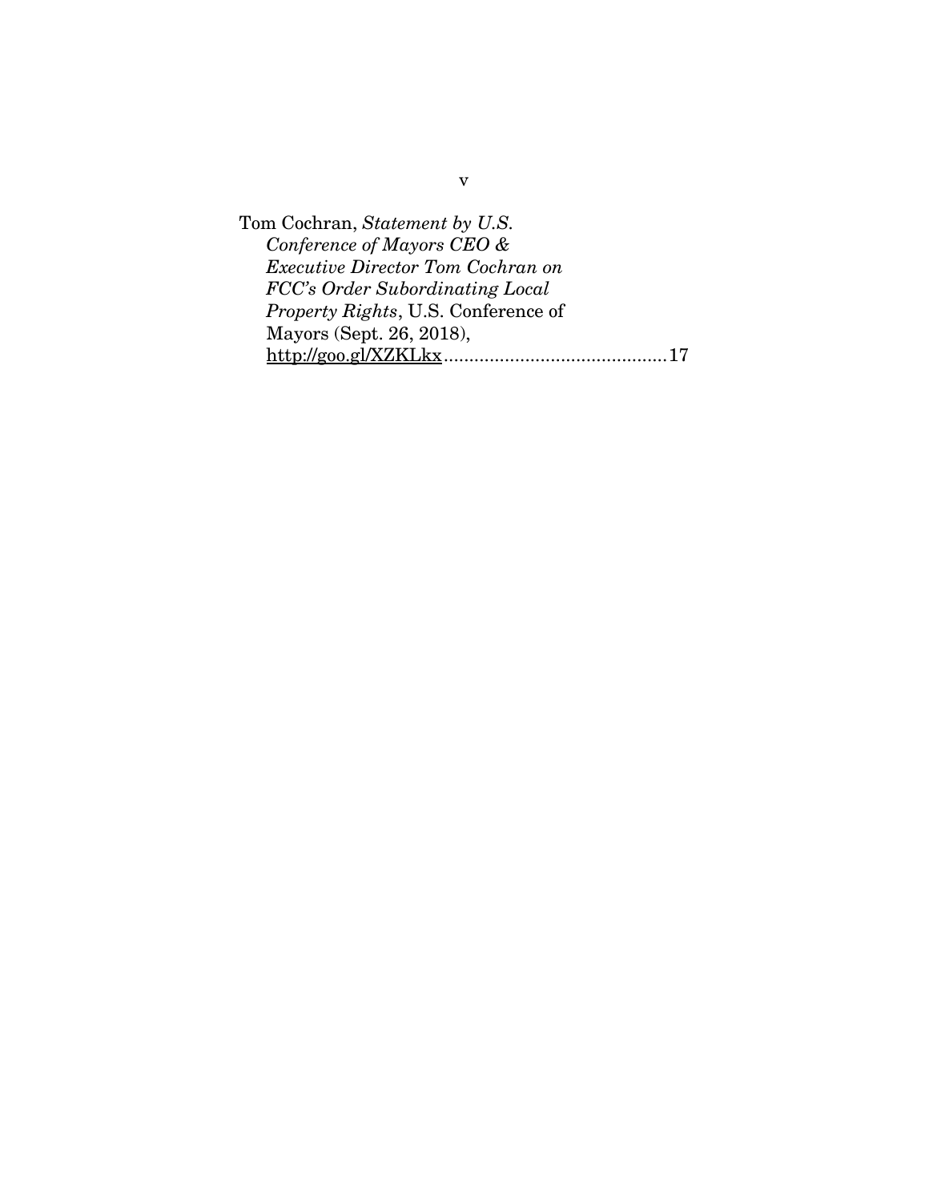Tom Cochran, *Statement by U.S. Conference of Mayors CEO & Executive Director Tom Cochran on FCC's Order Subordinating Local Property Rights*, U.S. Conference of Mayors (Sept. 26, 2018), http://goo.gl/XZKLkx............................................17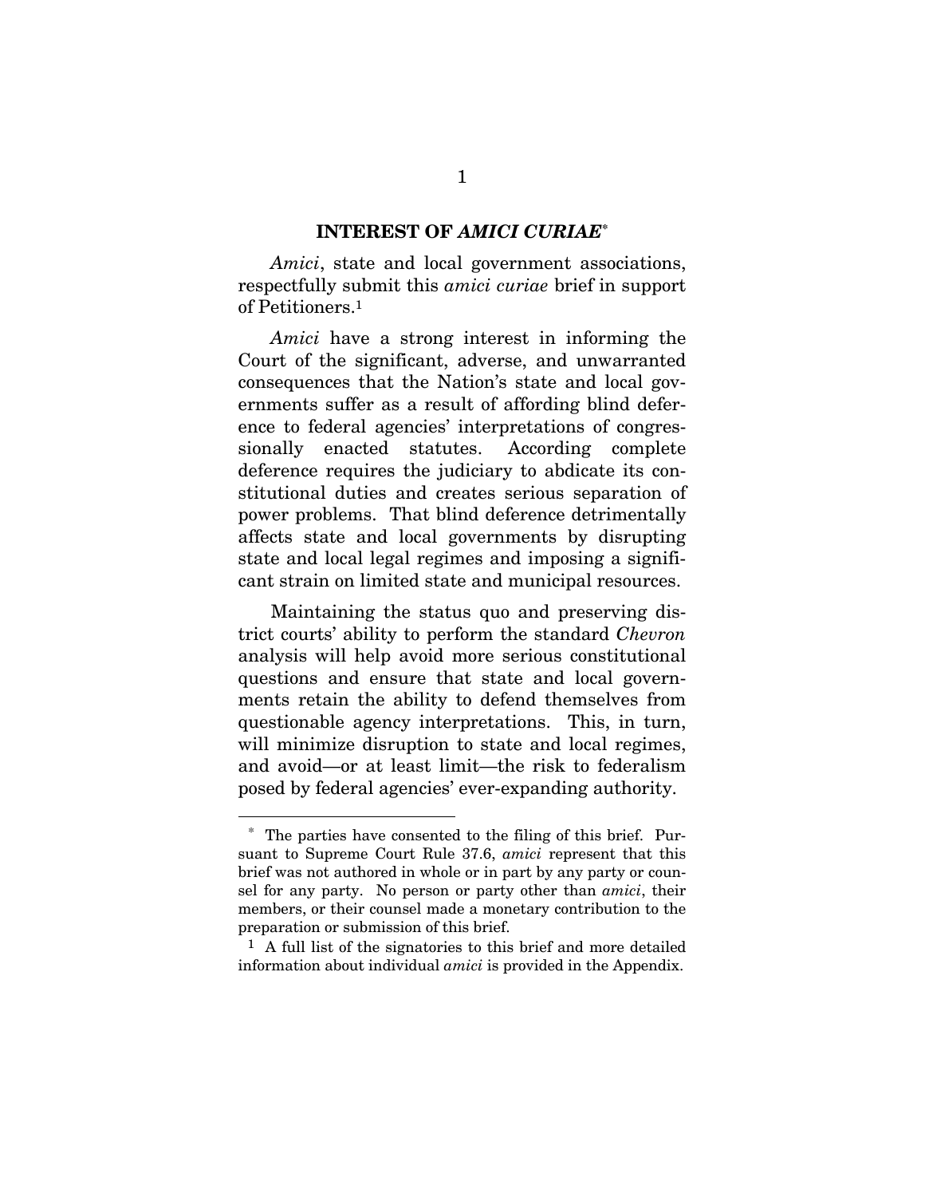## INTEREST OF *AMICI CURIAE*[*]

*Amici*, state and local government associations, respectfully submit this *amici curiae* brief in support of Petitioners.[1]

*Amici* have a strong interest in informing the Court of the significant, adverse, and unwarranted consequences that the Nation's state and local governments suffer as a result of affording blind deference to federal agencies' interpretations of congressionally enacted statutes. According complete deference requires the judiciary to abdicate its constitutional duties and creates serious separation of power problems. That blind deference detrimentally affects state and local governments by disrupting state and local legal regimes and imposing a significant strain on limited state and municipal resources.

Maintaining the status quo and preserving district courts' ability to perform the standard *Chevron* analysis will help avoid more serious constitutional questions and ensure that state and local governments retain the ability to defend themselves from questionable agency interpretations. This, in turn, will minimize disruption to state and local regimes, and avoid—or at least limit—the risk to federalism posed by federal agencies' ever-expanding authority.

---

[*] The parties have consented to the filing of this brief. Pursuant to Supreme Court Rule 37.6, *amici* represent that this brief was not authored in whole or in part by any party or counsel for any party. No person or party other than *amici*, their members, or their counsel made a monetary contribution to the preparation or submission of this brief.

[1] A full list of the signatories to this brief and more detailed information about individual *amici* is provided in the Appendix.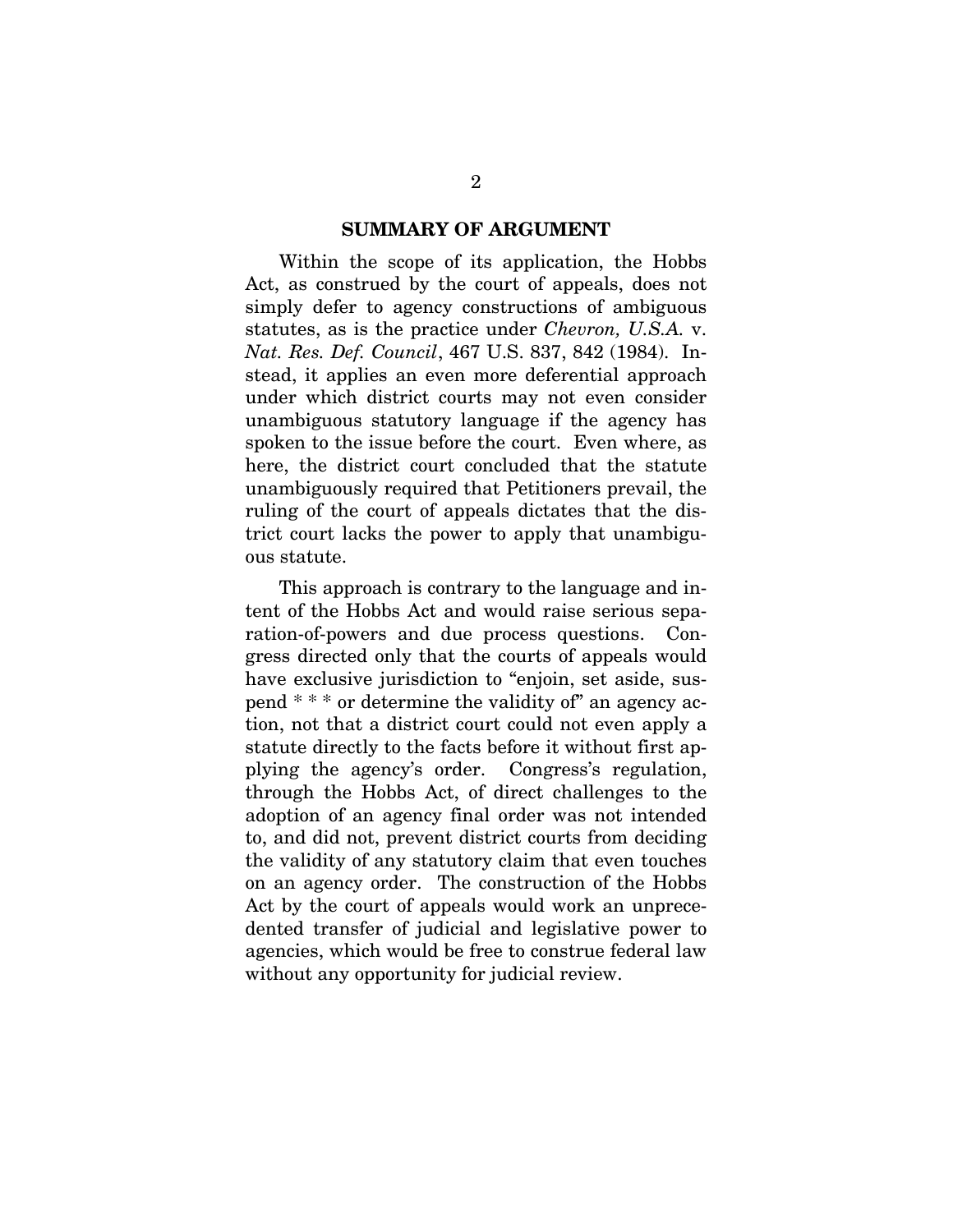## SUMMARY OF ARGUMENT

Within the scope of its application, the Hobbs Act, as construed by the court of appeals, does not simply defer to agency constructions of ambiguous statutes, as is the practice under *Chevron, U.S.A.* v. *Nat. Res. Def. Council*, 467 U.S. 837, 842 (1984). Instead, it applies an even more deferential approach under which district courts may not even consider unambiguous statutory language if the agency has spoken to the issue before the court. Even where, as here, the district court concluded that the statute unambiguously required that Petitioners prevail, the ruling of the court of appeals dictates that the district court lacks the power to apply that unambiguous statute.

This approach is contrary to the language and intent of the Hobbs Act and would raise serious separation-of-powers and due process questions. Congress directed only that the courts of appeals would have exclusive jurisdiction to "enjoin, set aside, suspend * * * or determine the validity of" an agency action, not that a district court could not even apply a statute directly to the facts before it without first applying the agency's order. Congress's regulation, through the Hobbs Act, of direct challenges to the adoption of an agency final order was not intended to, and did not, prevent district courts from deciding the validity of any statutory claim that even touches on an agency order. The construction of the Hobbs Act by the court of appeals would work an unprecedented transfer of judicial and legislative power to agencies, which would be free to construe federal law without any opportunity for judicial review.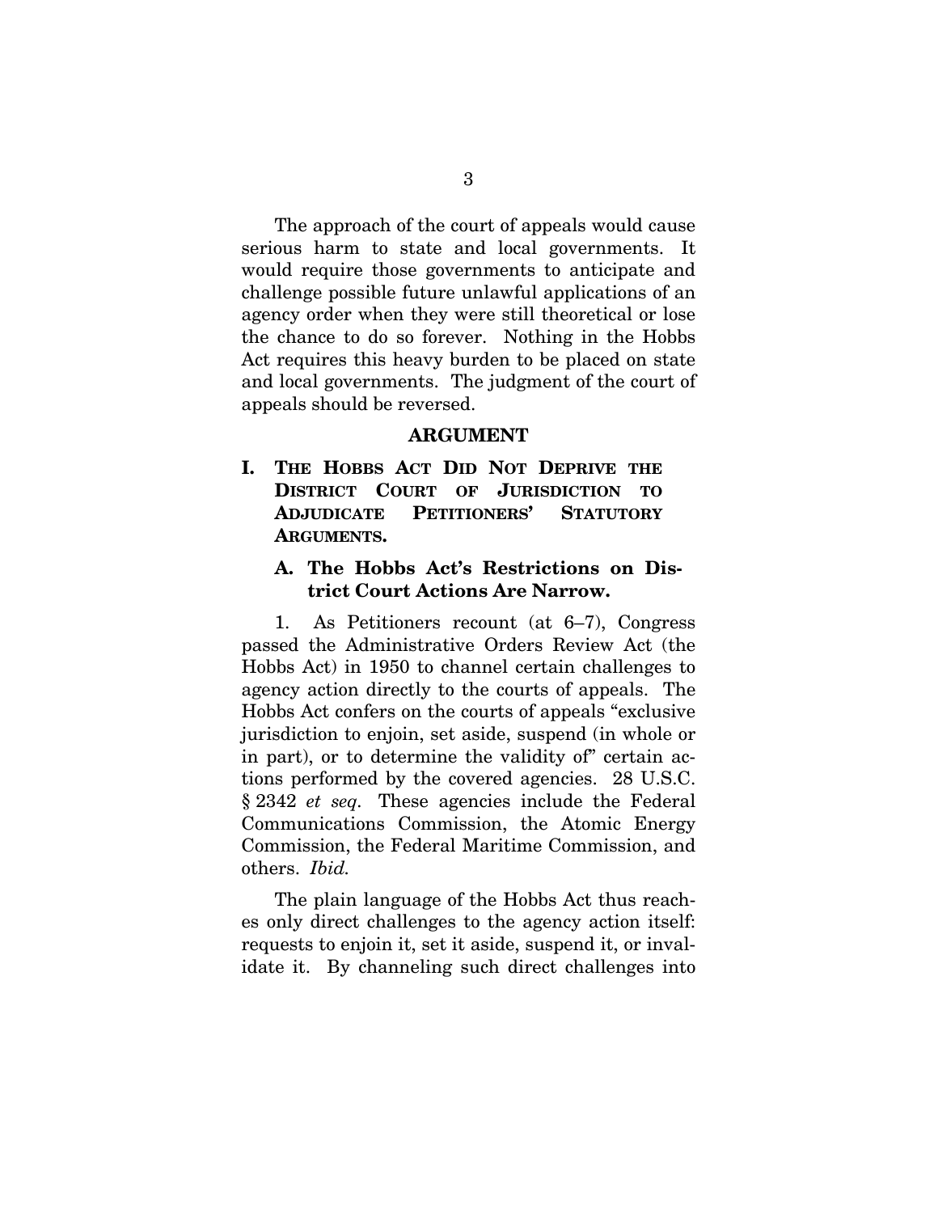The approach of the court of appeals would cause serious harm to state and local governments. It would require those governments to anticipate and challenge possible future unlawful applications of an agency order when they were still theoretical or lose the chance to do so forever. Nothing in the Hobbs Act requires this heavy burden to be placed on state and local governments. The judgment of the court of appeals should be reversed.

## ARGUMENT

### I. THE HOBBS ACT DID NOT DEPRIVE THE DISTRICT COURT OF JURISDICTION TO ADJUDICATE PETITIONERS' STATUTORY ARGUMENTS.

#### A. The Hobbs Act's Restrictions on District Court Actions Are Narrow.

1. As Petitioners recount (at 6–7), Congress passed the Administrative Orders Review Act (the Hobbs Act) in 1950 to channel certain challenges to agency action directly to the courts of appeals. The Hobbs Act confers on the courts of appeals "exclusive jurisdiction to enjoin, set aside, suspend (in whole or in part), or to determine the validity of" certain actions performed by the covered agencies. 28 U.S.C. § 2342 *et seq.* These agencies include the Federal Communications Commission, the Atomic Energy Commission, the Federal Maritime Commission, and others. *Ibid.*

The plain language of the Hobbs Act thus reaches only direct challenges to the agency action itself: requests to enjoin it, set it aside, suspend it, or invalidate it. By channeling such direct challenges into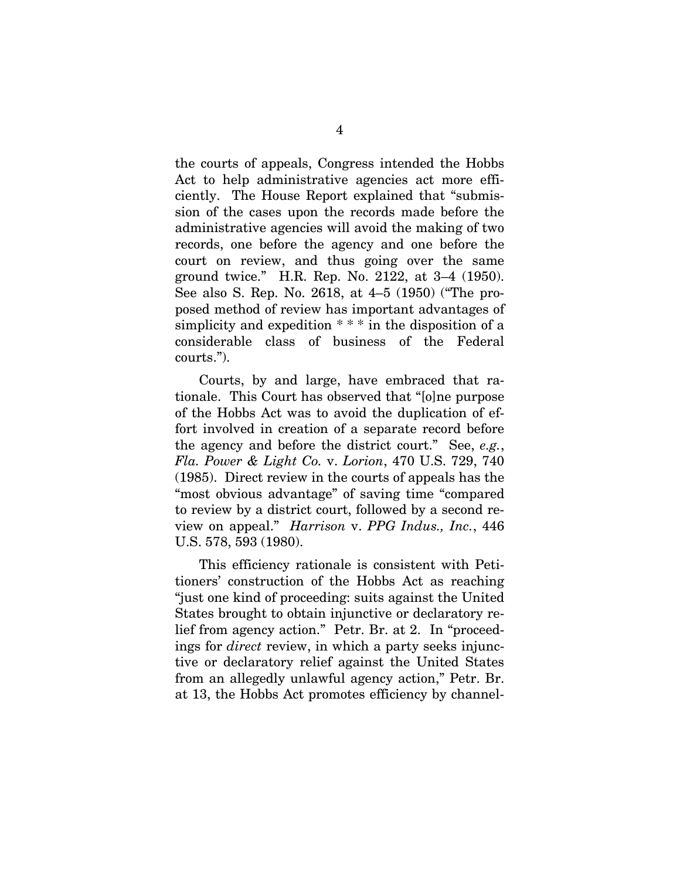the courts of appeals, Congress intended the Hobbs Act to help administrative agencies act more efficiently. The House Report explained that "submission of the cases upon the records made before the administrative agencies will avoid the making of two records, one before the agency and one before the court on review, and thus going over the same ground twice." H.R. Rep. No. 2122, at 3–4 (1950). See also S. Rep. No. 2618, at 4–5 (1950) ("The proposed method of review has important advantages of simplicity and expedition * * * in the disposition of a considerable class of business of the Federal courts.").

Courts, by and large, have embraced that rationale. This Court has observed that "[o]ne purpose of the Hobbs Act was to avoid the duplication of effort involved in creation of a separate record before the agency and before the district court." See, *e.g.*, *Fla. Power & Light Co.* v. *Lorion*, 470 U.S. 729, 740 (1985). Direct review in the courts of appeals has the "most obvious advantage" of saving time "compared to review by a district court, followed by a second review on appeal." *Harrison* v. *PPG Indus., Inc.*, 446 U.S. 578, 593 (1980).

This efficiency rationale is consistent with Petitioners' construction of the Hobbs Act as reaching "just one kind of proceeding: suits against the United States brought to obtain injunctive or declaratory relief from agency action." Petr. Br. at 2. In "proceedings for *direct* review, in which a party seeks injunctive or declaratory relief against the United States from an allegedly unlawful agency action," Petr. Br. at 13, the Hobbs Act promotes efficiency by channel-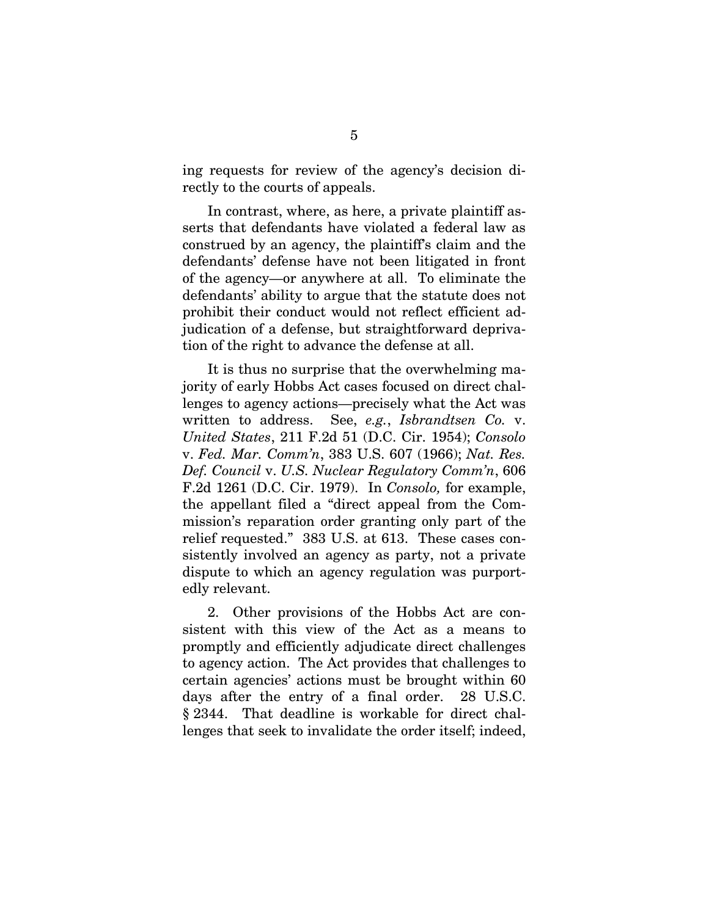ing requests for review of the agency's decision directly to the courts of appeals.

In contrast, where, as here, a private plaintiff asserts that defendants have violated a federal law as construed by an agency, the plaintiff's claim and the defendants' defense have not been litigated in front of the agency—or anywhere at all. To eliminate the defendants' ability to argue that the statute does not prohibit their conduct would not reflect efficient adjudication of a defense, but straightforward deprivation of the right to advance the defense at all.

It is thus no surprise that the overwhelming majority of early Hobbs Act cases focused on direct challenges to agency actions—precisely what the Act was written to address. See, *e.g.*, *Isbrandtsen Co.* v. *United States*, 211 F.2d 51 (D.C. Cir. 1954); *Consolo* v. *Fed. Mar. Comm'n*, 383 U.S. 607 (1966); *Nat. Res. Def. Council* v. *U.S. Nuclear Regulatory Comm'n*, 606 F.2d 1261 (D.C. Cir. 1979). In *Consolo,* for example, the appellant filed a "direct appeal from the Commission's reparation order granting only part of the relief requested." 383 U.S. at 613. These cases consistently involved an agency as party, not a private dispute to which an agency regulation was purportedly relevant.

2. Other provisions of the Hobbs Act are consistent with this view of the Act as a means to promptly and efficiently adjudicate direct challenges to agency action. The Act provides that challenges to certain agencies' actions must be brought within 60 days after the entry of a final order. 28 U.S.C. § 2344. That deadline is workable for direct challenges that seek to invalidate the order itself; indeed,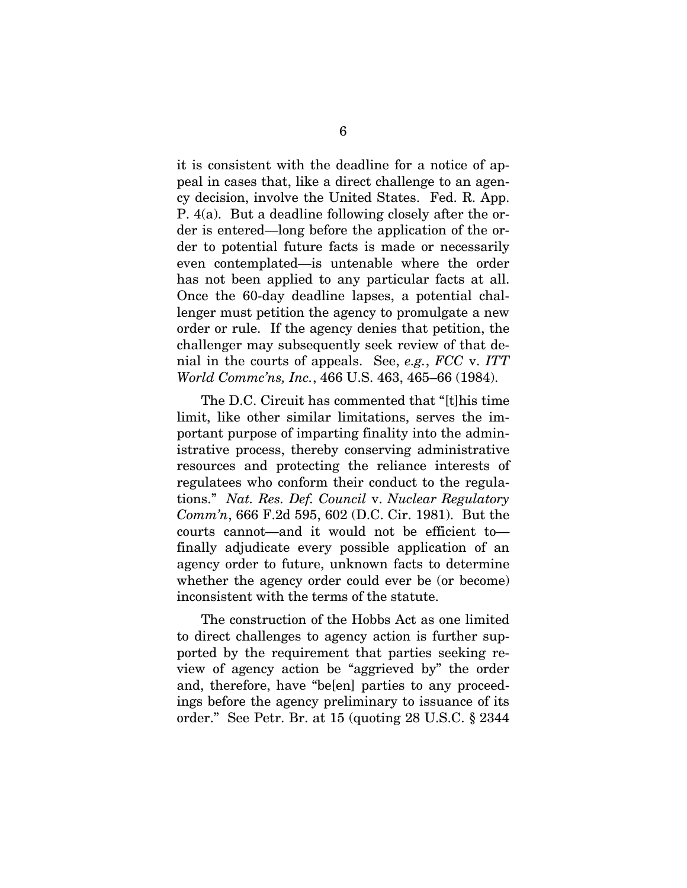it is consistent with the deadline for a notice of appeal in cases that, like a direct challenge to an agency decision, involve the United States. Fed. R. App. P. 4(a). But a deadline following closely after the order is entered—long before the application of the order to potential future facts is made or necessarily even contemplated—is untenable where the order has not been applied to any particular facts at all. Once the 60-day deadline lapses, a potential challenger must petition the agency to promulgate a new order or rule. If the agency denies that petition, the challenger may subsequently seek review of that denial in the courts of appeals. See, *e.g.*, *FCC* v. *ITT World Commc'ns, Inc.*, 466 U.S. 463, 465–66 (1984).

The D.C. Circuit has commented that "[t]his time limit, like other similar limitations, serves the important purpose of imparting finality into the administrative process, thereby conserving administrative resources and protecting the reliance interests of regulatees who conform their conduct to the regulations." *Nat. Res. Def. Council* v. *Nuclear Regulatory Comm'n*, 666 F.2d 595, 602 (D.C. Cir. 1981). But the courts cannot—and it would not be efficient to—finally adjudicate every possible application of an agency order to future, unknown facts to determine whether the agency order could ever be (or become) inconsistent with the terms of the statute.

The construction of the Hobbs Act as one limited to direct challenges to agency action is further supported by the requirement that parties seeking review of agency action be "aggrieved by" the order and, therefore, have "be[en] parties to any proceedings before the agency preliminary to issuance of its order." See Petr. Br. at 15 (quoting 28 U.S.C. § 2344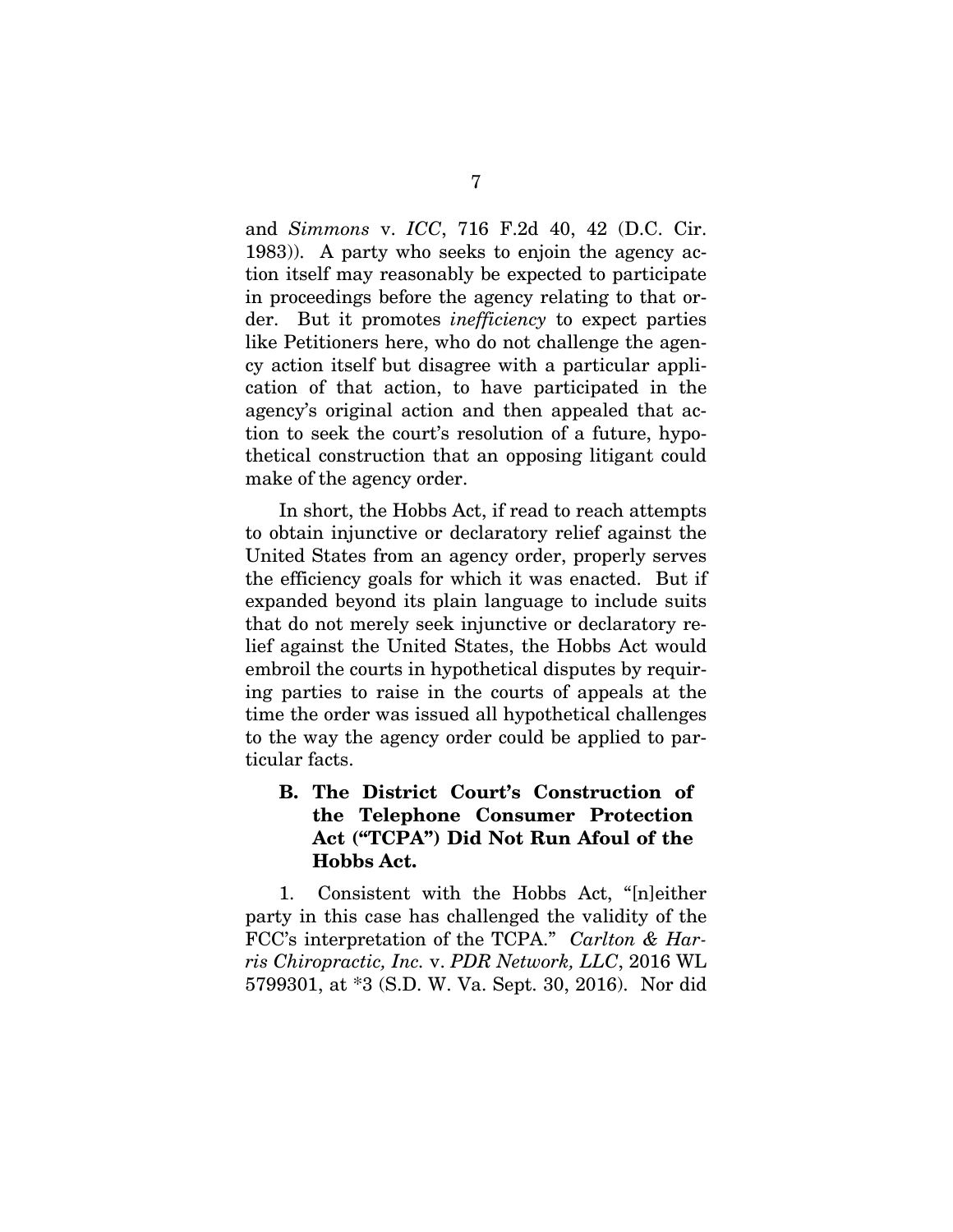and *Simmons* v. *ICC*, 716 F.2d 40, 42 (D.C. Cir. 1983)). A party who seeks to enjoin the agency action itself may reasonably be expected to participate in proceedings before the agency relating to that order. But it promotes *inefficiency* to expect parties like Petitioners here, who do not challenge the agency action itself but disagree with a particular application of that action, to have participated in the agency's original action and then appealed that action to seek the court's resolution of a future, hypothetical construction that an opposing litigant could make of the agency order.

In short, the Hobbs Act, if read to reach attempts to obtain injunctive or declaratory relief against the United States from an agency order, properly serves the efficiency goals for which it was enacted. But if expanded beyond its plain language to include suits that do not merely seek injunctive or declaratory relief against the United States, the Hobbs Act would embroil the courts in hypothetical disputes by requiring parties to raise in the courts of appeals at the time the order was issued all hypothetical challenges to the way the agency order could be applied to particular facts.

### B. The District Court's Construction of the Telephone Consumer Protection Act ("TCPA") Did Not Run Afoul of the Hobbs Act.

1. Consistent with the Hobbs Act, "[n]either party in this case has challenged the validity of the FCC's interpretation of the TCPA." *Carlton & Harris Chiropractic, Inc.* v. *PDR Network, LLC*, 2016 WL 5799301, at *3 (S.D. W. Va. Sept. 30, 2016). Nor did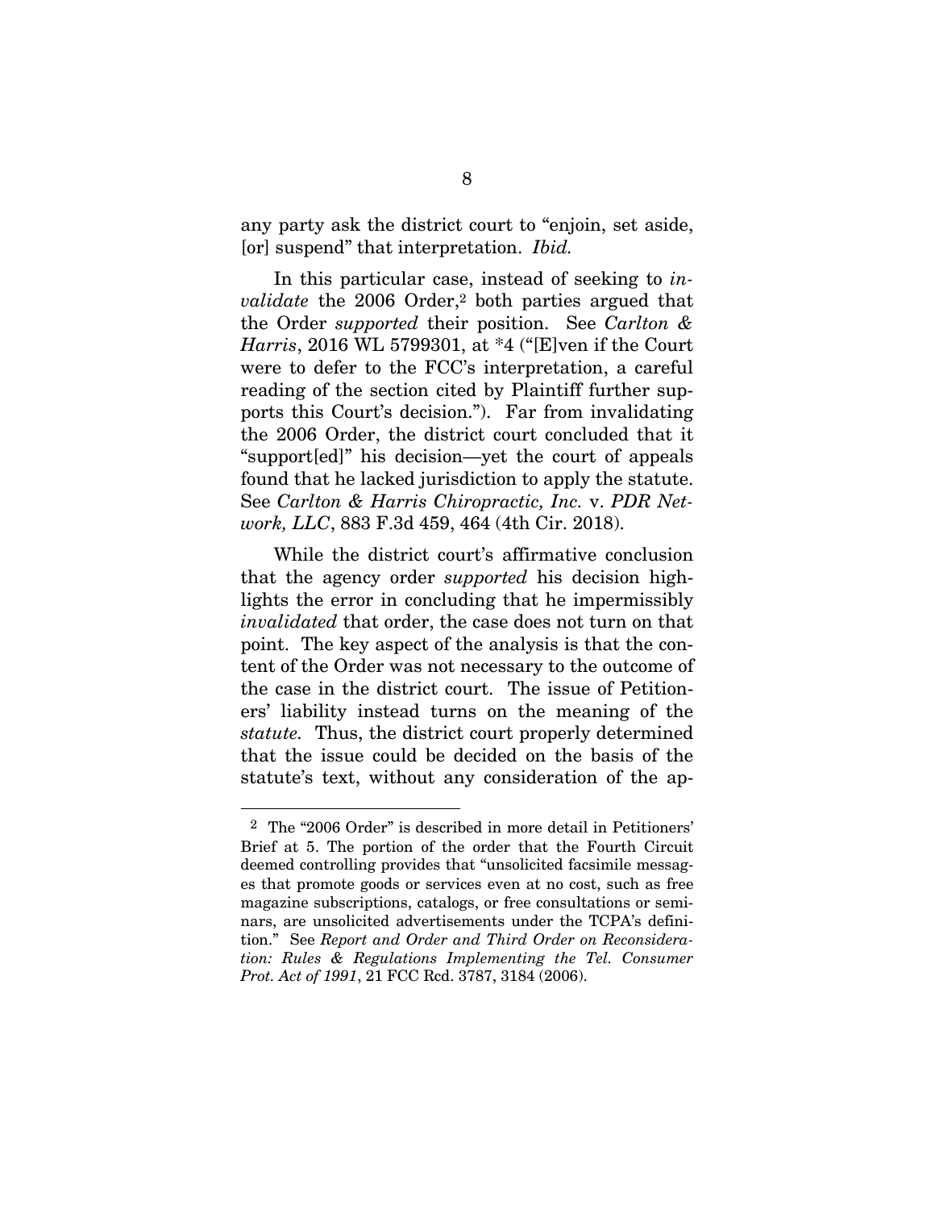any party ask the district court to "enjoin, set aside, [or] suspend" that interpretation. *Ibid.*

In this particular case, instead of seeking to *invalidate* the 2006 Order,[2] both parties argued that the Order *supported* their position. See *Carlton & Harris*, 2016 WL 5799301, at *4 ("[E]ven if the Court were to defer to the FCC's interpretation, a careful reading of the section cited by Plaintiff further supports this Court's decision."). Far from invalidating the 2006 Order, the district court concluded that it "support[ed]" his decision—yet the court of appeals found that he lacked jurisdiction to apply the statute. See *Carlton & Harris Chiropractic, Inc.* v. *PDR Network, LLC*, 883 F.3d 459, 464 (4th Cir. 2018).

While the district court's affirmative conclusion that the agency order *supported* his decision highlights the error in concluding that he impermissibly *invalidated* that order, the case does not turn on that point. The key aspect of the analysis is that the content of the Order was not necessary to the outcome of the case in the district court. The issue of Petitioners' liability instead turns on the meaning of the *statute.* Thus, the district court properly determined that the issue could be decided on the basis of the statute's text, without any consideration of the ap-

---

[2] The "2006 Order" is described in more detail in Petitioners' Brief at 5. The portion of the order that the Fourth Circuit deemed controlling provides that "unsolicited facsimile messages that promote goods or services even at no cost, such as free magazine subscriptions, catalogs, or free consultations or seminars, are unsolicited advertisements under the TCPA's definition." See *Report and Order and Third Order on Reconsideration: Rules & Regulations Implementing the Tel. Consumer Prot. Act of 1991*, 21 FCC Rcd. 3787, 3184 (2006).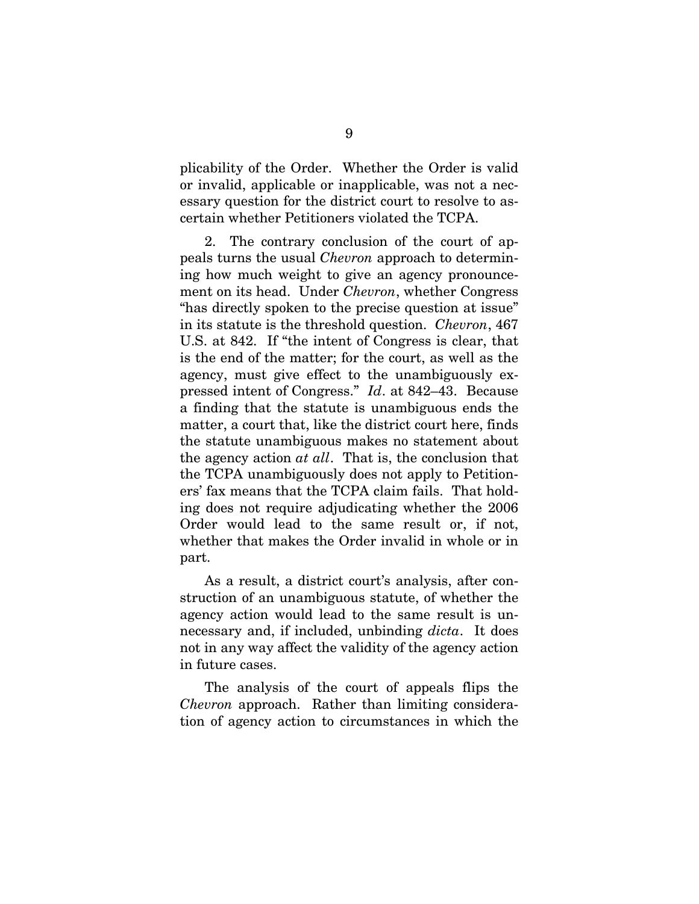plicability of the Order. Whether the Order is valid or invalid, applicable or inapplicable, was not a necessary question for the district court to resolve to ascertain whether Petitioners violated the TCPA.

2. The contrary conclusion of the court of appeals turns the usual *Chevron* approach to determining how much weight to give an agency pronouncement on its head. Under *Chevron*, whether Congress "has directly spoken to the precise question at issue" in its statute is the threshold question. *Chevron*, 467 U.S. at 842. If "the intent of Congress is clear, that is the end of the matter; for the court, as well as the agency, must give effect to the unambiguously expressed intent of Congress." *Id*. at 842–43. Because a finding that the statute is unambiguous ends the matter, a court that, like the district court here, finds the statute unambiguous makes no statement about the agency action *at all*. That is, the conclusion that the TCPA unambiguously does not apply to Petitioners' fax means that the TCPA claim fails. That holding does not require adjudicating whether the 2006 Order would lead to the same result or, if not, whether that makes the Order invalid in whole or in part.

As a result, a district court's analysis, after construction of an unambiguous statute, of whether the agency action would lead to the same result is unnecessary and, if included, unbinding *dicta*. It does not in any way affect the validity of the agency action in future cases.

The analysis of the court of appeals flips the *Chevron* approach. Rather than limiting consideration of agency action to circumstances in which the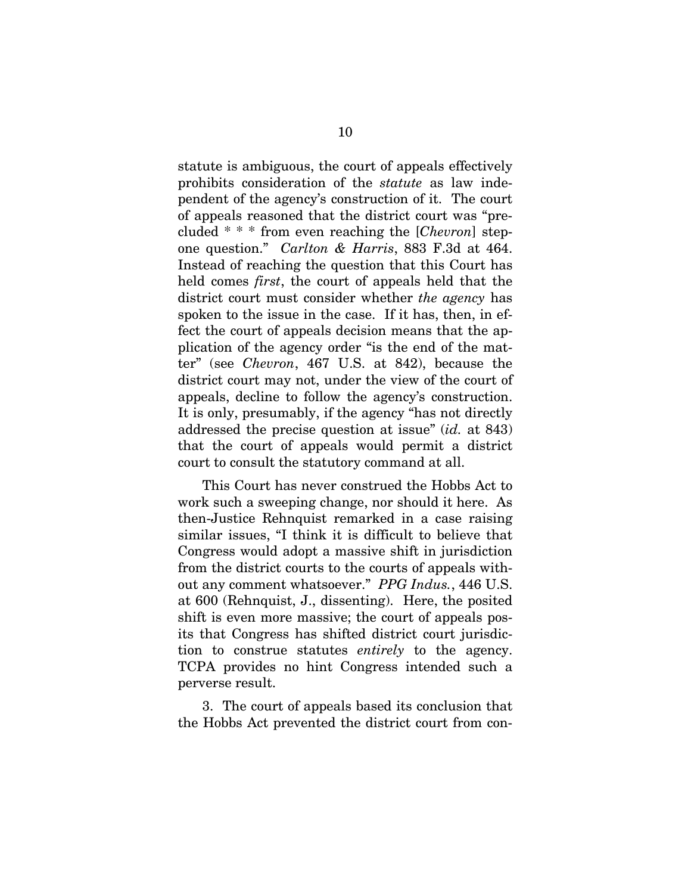statute is ambiguous, the court of appeals effectively prohibits consideration of the *statute* as law independent of the agency's construction of it. The court of appeals reasoned that the district court was "precluded * * * from even reaching the [*Chevron*] step-one question." *Carlton & Harris*, 883 F.3d at 464. Instead of reaching the question that this Court has held comes *first*, the court of appeals held that the district court must consider whether *the agency* has spoken to the issue in the case. If it has, then, in effect the court of appeals decision means that the application of the agency order "is the end of the matter" (see *Chevron*, 467 U.S. at 842), because the district court may not, under the view of the court of appeals, decline to follow the agency's construction. It is only, presumably, if the agency "has not directly addressed the precise question at issue" (*id.* at 843) that the court of appeals would permit a district court to consult the statutory command at all.

This Court has never construed the Hobbs Act to work such a sweeping change, nor should it here. As then-Justice Rehnquist remarked in a case raising similar issues, "I think it is difficult to believe that Congress would adopt a massive shift in jurisdiction from the district courts to the courts of appeals without any comment whatsoever." *PPG Indus.*, 446 U.S. at 600 (Rehnquist, J., dissenting). Here, the posited shift is even more massive; the court of appeals posits that Congress has shifted district court jurisdiction to construe statutes *entirely* to the agency. TCPA provides no hint Congress intended such a perverse result.

3. The court of appeals based its conclusion that the Hobbs Act prevented the district court from con-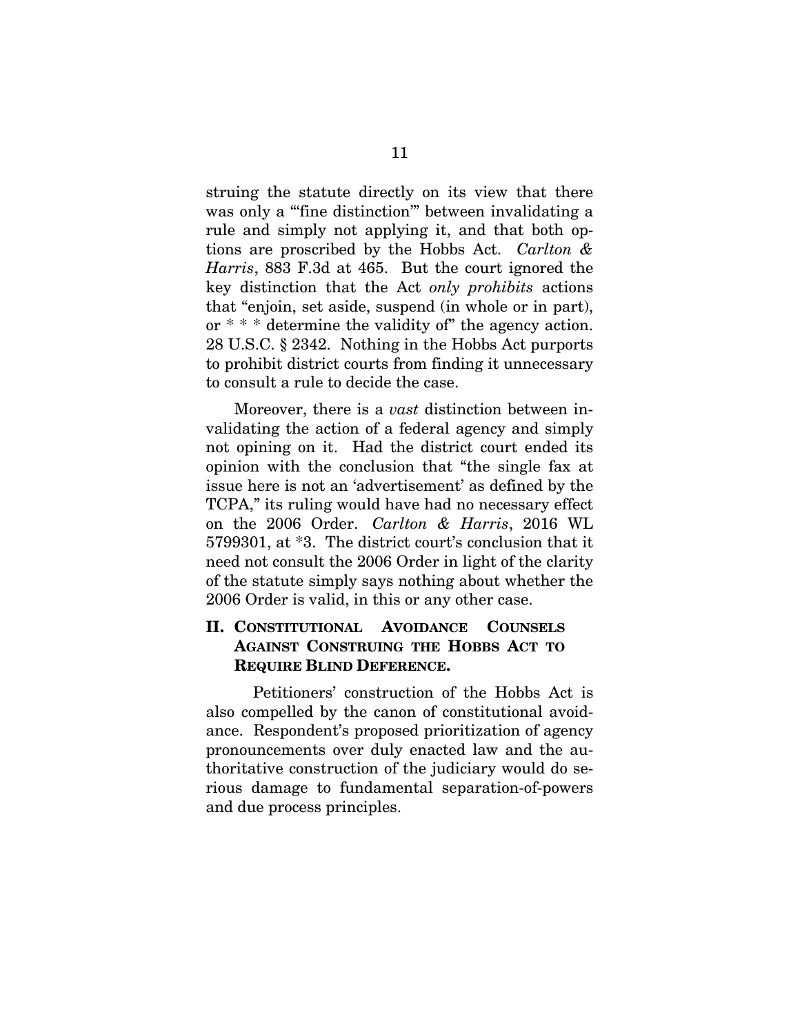struing the statute directly on its view that there was only a "'fine distinction'" between invalidating a rule and simply not applying it, and that both options are proscribed by the Hobbs Act. *Carlton & Harris*, 883 F.3d at 465. But the court ignored the key distinction that the Act *only prohibits* actions that "enjoin, set aside, suspend (in whole or in part), or * * * determine the validity of" the agency action. 28 U.S.C. § 2342. Nothing in the Hobbs Act purports to prohibit district courts from finding it unnecessary to consult a rule to decide the case.

Moreover, there is a *vast* distinction between invalidating the action of a federal agency and simply not opining on it. Had the district court ended its opinion with the conclusion that "the single fax at issue here is not an 'advertisement' as defined by the TCPA," its ruling would have had no necessary effect on the 2006 Order. *Carlton & Harris*, 2016 WL 5799301, at *3. The district court's conclusion that it need not consult the 2006 Order in light of the clarity of the statute simply says nothing about whether the 2006 Order is valid, in this or any other case.

## II. CONSTITUTIONAL AVOIDANCE COUNSELS AGAINST CONSTRUING THE HOBBS ACT TO REQUIRE BLIND DEFERENCE.

Petitioners' construction of the Hobbs Act is also compelled by the canon of constitutional avoidance. Respondent's proposed prioritization of agency pronouncements over duly enacted law and the authoritative construction of the judiciary would do serious damage to fundamental separation-of-powers and due process principles.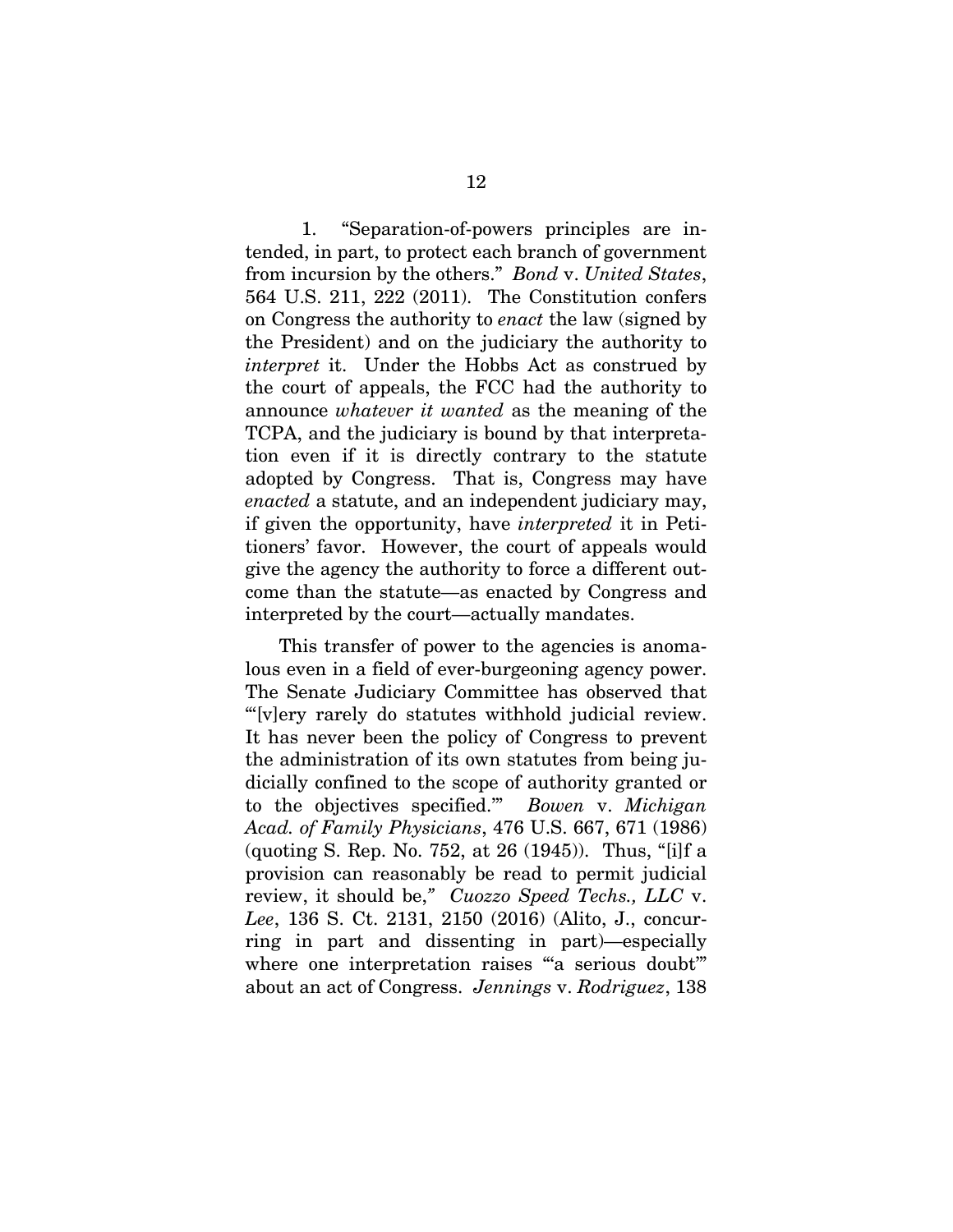1. "Separation-of-powers principles are intended, in part, to protect each branch of government from incursion by the others." *Bond* v. *United States*, 564 U.S. 211, 222 (2011). The Constitution confers on Congress the authority to *enact* the law (signed by the President) and on the judiciary the authority to *interpret* it. Under the Hobbs Act as construed by the court of appeals, the FCC had the authority to announce *whatever it wanted* as the meaning of the TCPA, and the judiciary is bound by that interpretation even if it is directly contrary to the statute adopted by Congress. That is, Congress may have *enacted* a statute, and an independent judiciary may, if given the opportunity, have *interpreted* it in Petitioners' favor. However, the court of appeals would give the agency the authority to force a different outcome than the statute—as enacted by Congress and interpreted by the court—actually mandates.

This transfer of power to the agencies is anomalous even in a field of ever-burgeoning agency power. The Senate Judiciary Committee has observed that "'[v]ery rarely do statutes withhold judicial review. It has never been the policy of Congress to prevent the administration of its own statutes from being judicially confined to the scope of authority granted or to the objectives specified.'" *Bowen* v. *Michigan Acad. of Family Physicians*, 476 U.S. 667, 671 (1986) (quoting S. Rep. No. 752, at 26 (1945)). Thus, "[i]f a provision can reasonably be read to permit judicial review, it should be," *Cuozzo Speed Techs., LLC* v. *Lee*, 136 S. Ct. 2131, 2150 (2016) (Alito, J., concurring in part and dissenting in part)—especially where one interpretation raises "'a serious doubt'" about an act of Congress. *Jennings* v. *Rodriguez*, 138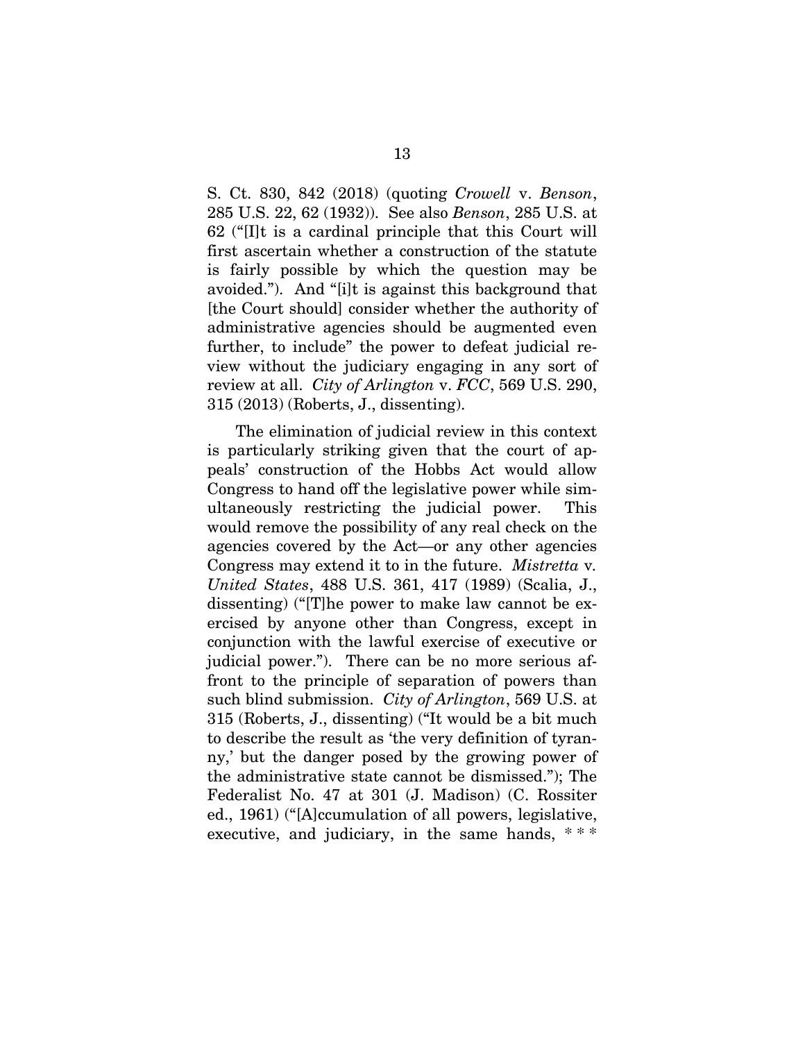S. Ct. 830, 842 (2018) (quoting *Crowell* v. *Benson*, 285 U.S. 22, 62 (1932)). See also *Benson*, 285 U.S. at 62 ("[I]t is a cardinal principle that this Court will first ascertain whether a construction of the statute is fairly possible by which the question may be avoided."). And "[i]t is against this background that [the Court should] consider whether the authority of administrative agencies should be augmented even further, to include" the power to defeat judicial review without the judiciary engaging in any sort of review at all. *City of Arlington* v. *FCC*, 569 U.S. 290, 315 (2013) (Roberts, J., dissenting).

The elimination of judicial review in this context is particularly striking given that the court of appeals' construction of the Hobbs Act would allow Congress to hand off the legislative power while simultaneously restricting the judicial power. This would remove the possibility of any real check on the agencies covered by the Act—or any other agencies Congress may extend it to in the future. *Mistretta* v. *United States*, 488 U.S. 361, 417 (1989) (Scalia, J., dissenting) ("[T]he power to make law cannot be exercised by anyone other than Congress, except in conjunction with the lawful exercise of executive or judicial power."). There can be no more serious affront to the principle of separation of powers than such blind submission. *City of Arlington*, 569 U.S. at 315 (Roberts, J., dissenting) ("It would be a bit much to describe the result as 'the very definition of tyranny,' but the danger posed by the growing power of the administrative state cannot be dismissed."); The Federalist No. 47 at 301 (J. Madison) (C. Rossiter ed., 1961) ("[A]ccumulation of all powers, legislative, executive, and judiciary, in the same hands, * * *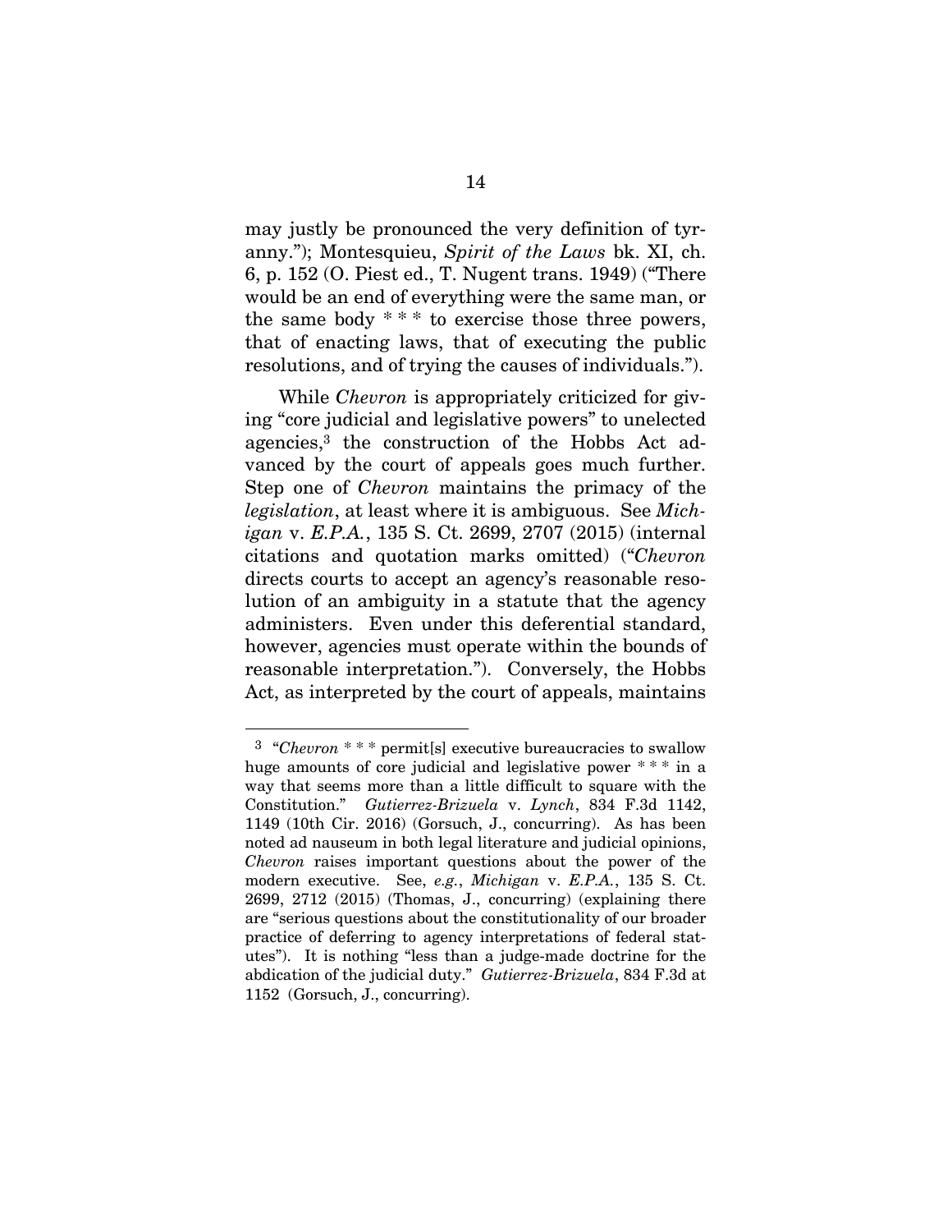may justly be pronounced the very definition of tyranny."); Montesquieu, *Spirit of the Laws* bk. XI, ch. 6, p. 152 (O. Piest ed., T. Nugent trans. 1949) ("There would be an end of everything were the same man, or the same body * * * to exercise those three powers, that of enacting laws, that of executing the public resolutions, and of trying the causes of individuals.").

While *Chevron* is appropriately criticized for giving "core judicial and legislative powers" to unelected agencies,[3] the construction of the Hobbs Act advanced by the court of appeals goes much further. Step one of *Chevron* maintains the primacy of the *legislation*, at least where it is ambiguous. See *Michigan* v. *E.P.A.*, 135 S. Ct. 2699, 2707 (2015) (internal citations and quotation marks omitted) ("*Chevron* directs courts to accept an agency's reasonable resolution of an ambiguity in a statute that the agency administers. Even under this deferential standard, however, agencies must operate within the bounds of reasonable interpretation."). Conversely, the Hobbs Act, as interpreted by the court of appeals, maintains

---

[3] "*Chevron* * * * permit[s] executive bureaucracies to swallow huge amounts of core judicial and legislative power * * * in a way that seems more than a little difficult to square with the Constitution." *Gutierrez-Brizuela* v. *Lynch*, 834 F.3d 1142, 1149 (10th Cir. 2016) (Gorsuch, J., concurring). As has been noted ad nauseum in both legal literature and judicial opinions, *Chevron* raises important questions about the power of the modern executive. See, *e.g.*, *Michigan* v. *E.P.A.*, 135 S. Ct. 2699, 2712 (2015) (Thomas, J., concurring) (explaining there are "serious questions about the constitutionality of our broader practice of deferring to agency interpretations of federal statutes"). It is nothing "less than a judge-made doctrine for the abdication of the judicial duty." *Gutierrez-Brizuela*, 834 F.3d at 1152 (Gorsuch, J., concurring).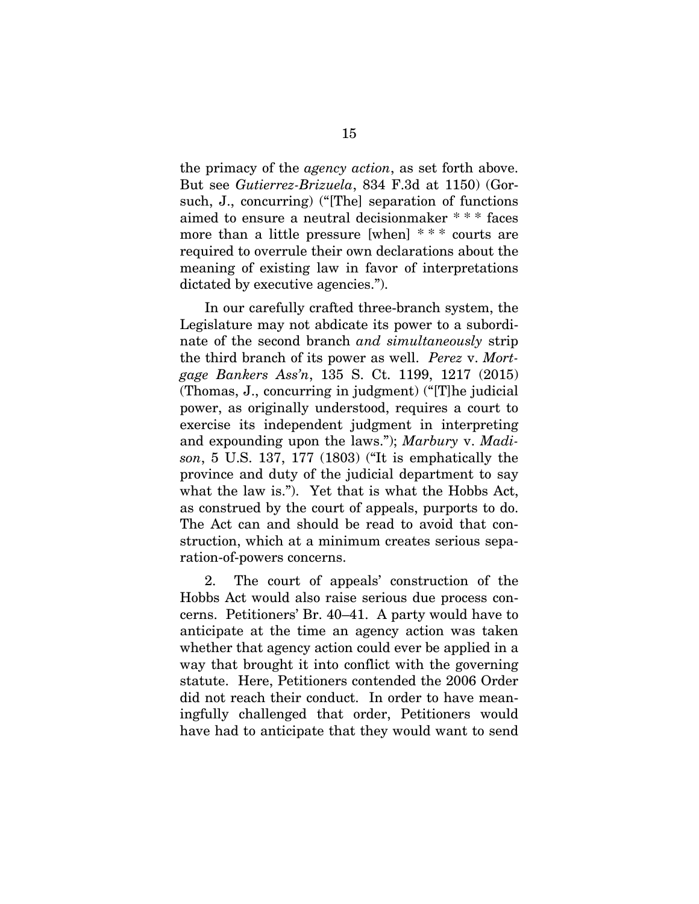the primacy of the *agency action*, as set forth above. But see *Gutierrez-Brizuela*, 834 F.3d at 1150) (Gorsuch, J., concurring) ("[The] separation of functions aimed to ensure a neutral decisionmaker * * * faces more than a little pressure [when] * * * courts are required to overrule their own declarations about the meaning of existing law in favor of interpretations dictated by executive agencies.").

In our carefully crafted three-branch system, the Legislature may not abdicate its power to a subordinate of the second branch *and simultaneously* strip the third branch of its power as well. *Perez* v. *Mortgage Bankers Ass'n*, 135 S. Ct. 1199, 1217 (2015) (Thomas, J., concurring in judgment) ("[T]he judicial power, as originally understood, requires a court to exercise its independent judgment in interpreting and expounding upon the laws."); *Marbury* v. *Madison*, 5 U.S. 137, 177 (1803) ("It is emphatically the province and duty of the judicial department to say what the law is."). Yet that is what the Hobbs Act, as construed by the court of appeals, purports to do. The Act can and should be read to avoid that construction, which at a minimum creates serious separation-of-powers concerns.

2. The court of appeals' construction of the Hobbs Act would also raise serious due process concerns. Petitioners' Br. 40–41. A party would have to anticipate at the time an agency action was taken whether that agency action could ever be applied in a way that brought it into conflict with the governing statute. Here, Petitioners contended the 2006 Order did not reach their conduct. In order to have meaningfully challenged that order, Petitioners would have had to anticipate that they would want to send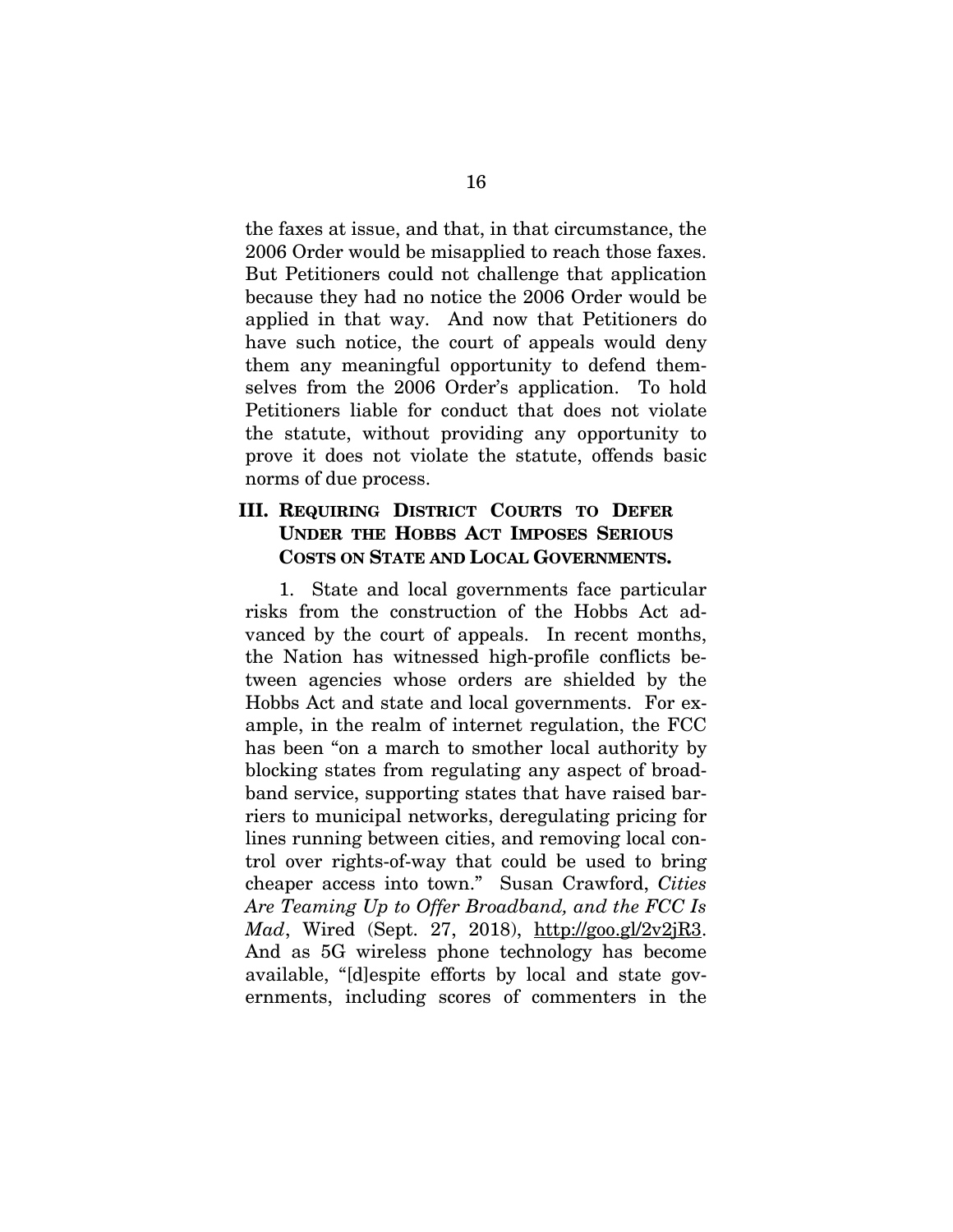the faxes at issue, and that, in that circumstance, the 2006 Order would be misapplied to reach those faxes. But Petitioners could not challenge that application because they had no notice the 2006 Order would be applied in that way. And now that Petitioners do have such notice, the court of appeals would deny them any meaningful opportunity to defend themselves from the 2006 Order's application. To hold Petitioners liable for conduct that does not violate the statute, without providing any opportunity to prove it does not violate the statute, offends basic norms of due process.

## III. Requiring District Courts to Defer Under the Hobbs Act Imposes Serious Costs on State and Local Governments.

1. State and local governments face particular risks from the construction of the Hobbs Act advanced by the court of appeals. In recent months, the Nation has witnessed high-profile conflicts between agencies whose orders are shielded by the Hobbs Act and state and local governments. For example, in the realm of internet regulation, the FCC has been "on a march to smother local authority by blocking states from regulating any aspect of broadband service, supporting states that have raised barriers to municipal networks, deregulating pricing for lines running between cities, and removing local control over rights-of-way that could be used to bring cheaper access into town." Susan Crawford, *Cities Are Teaming Up to Offer Broadband, and the FCC Is Mad*, Wired (Sept. 27, 2018), http://goo.gl/2v2jR3. And as 5G wireless phone technology has become available, "[d]espite efforts by local and state governments, including scores of commenters in the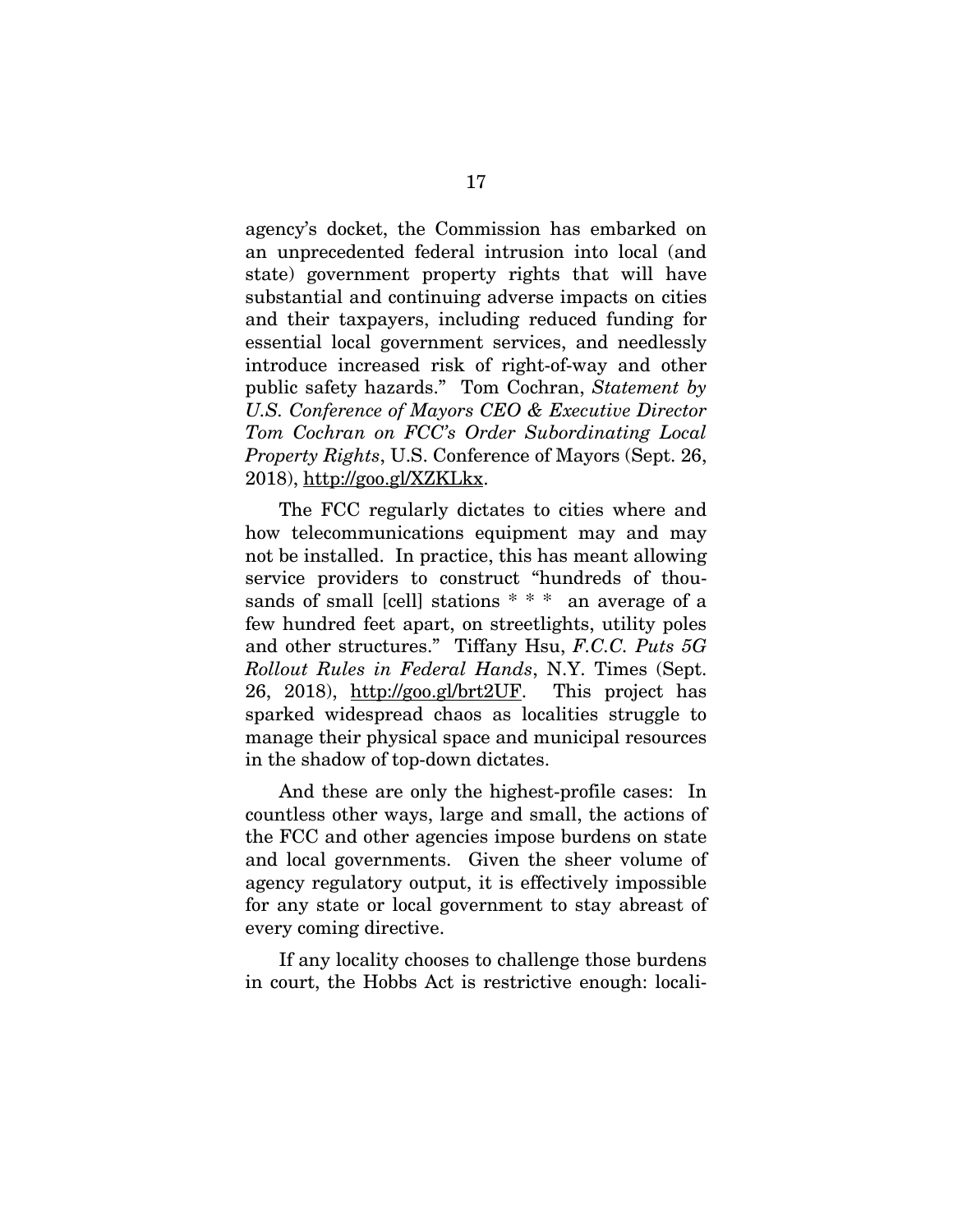agency's docket, the Commission has embarked on an unprecedented federal intrusion into local (and state) government property rights that will have substantial and continuing adverse impacts on cities and their taxpayers, including reduced funding for essential local government services, and needlessly introduce increased risk of right-of-way and other public safety hazards." Tom Cochran, *Statement by U.S. Conference of Mayors CEO & Executive Director Tom Cochran on FCC's Order Subordinating Local Property Rights*, U.S. Conference of Mayors (Sept. 26, 2018), http://goo.gl/XZKLkx.

The FCC regularly dictates to cities where and how telecommunications equipment may and may not be installed. In practice, this has meant allowing service providers to construct "hundreds of thousands of small [cell] stations * * * an average of a few hundred feet apart, on streetlights, utility poles and other structures." Tiffany Hsu, *F.C.C. Puts 5G Rollout Rules in Federal Hands*, N.Y. Times (Sept. 26, 2018), http://goo.gl/brt2UF. This project has sparked widespread chaos as localities struggle to manage their physical space and municipal resources in the shadow of top-down dictates.

And these are only the highest-profile cases: In countless other ways, large and small, the actions of the FCC and other agencies impose burdens on state and local governments. Given the sheer volume of agency regulatory output, it is effectively impossible for any state or local government to stay abreast of every coming directive.

If any locality chooses to challenge those burdens in court, the Hobbs Act is restrictive enough: locali-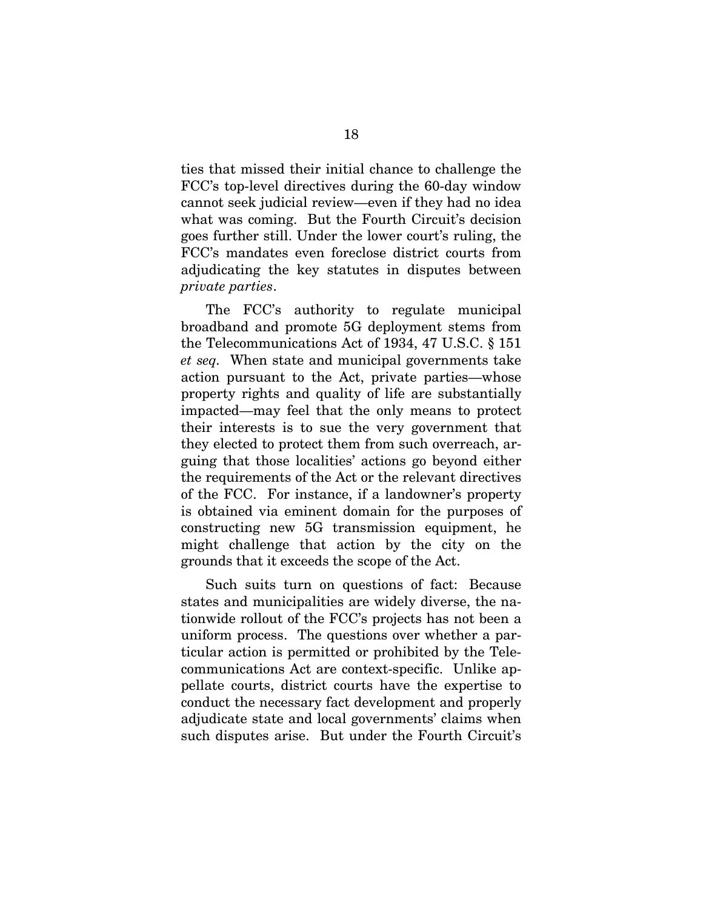ties that missed their initial chance to challenge the FCC's top-level directives during the 60-day window cannot seek judicial review—even if they had no idea what was coming. But the Fourth Circuit's decision goes further still. Under the lower court's ruling, the FCC's mandates even foreclose district courts from adjudicating the key statutes in disputes between *private parties*.

The FCC's authority to regulate municipal broadband and promote 5G deployment stems from the Telecommunications Act of 1934, 47 U.S.C. § 151 *et seq*. When state and municipal governments take action pursuant to the Act, private parties—whose property rights and quality of life are substantially impacted—may feel that the only means to protect their interests is to sue the very government that they elected to protect them from such overreach, arguing that those localities' actions go beyond either the requirements of the Act or the relevant directives of the FCC. For instance, if a landowner's property is obtained via eminent domain for the purposes of constructing new 5G transmission equipment, he might challenge that action by the city on the grounds that it exceeds the scope of the Act.

Such suits turn on questions of fact: Because states and municipalities are widely diverse, the nationwide rollout of the FCC's projects has not been a uniform process. The questions over whether a particular action is permitted or prohibited by the Telecommunications Act are context-specific. Unlike appellate courts, district courts have the expertise to conduct the necessary fact development and properly adjudicate state and local governments' claims when such disputes arise. But under the Fourth Circuit's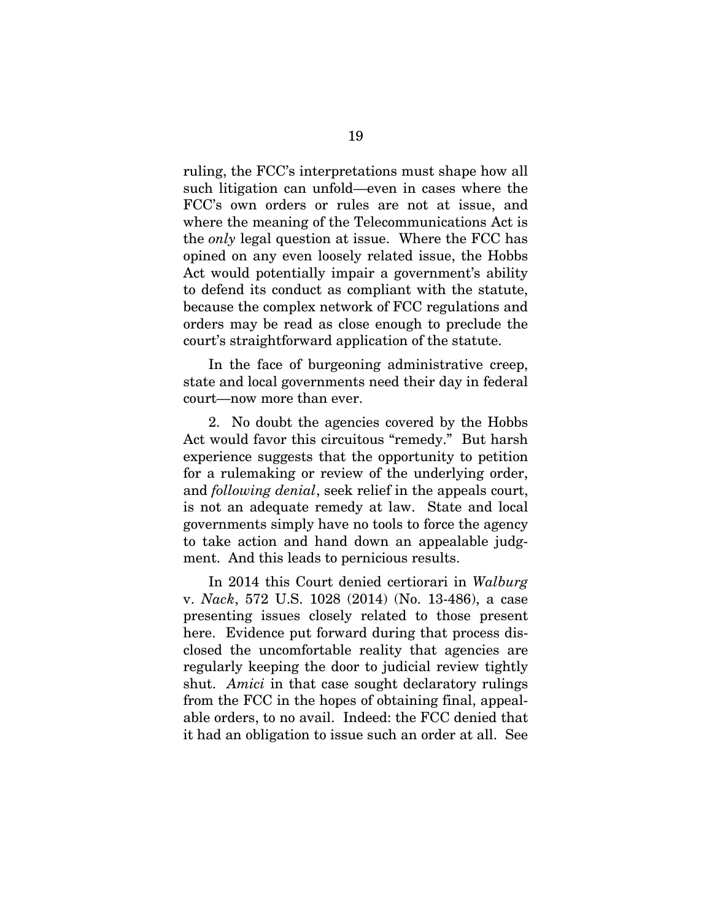ruling, the FCC's interpretations must shape how all such litigation can unfold—even in cases where the FCC's own orders or rules are not at issue, and where the meaning of the Telecommunications Act is the *only* legal question at issue. Where the FCC has opined on any even loosely related issue, the Hobbs Act would potentially impair a government's ability to defend its conduct as compliant with the statute, because the complex network of FCC regulations and orders may be read as close enough to preclude the court's straightforward application of the statute.

In the face of burgeoning administrative creep, state and local governments need their day in federal court—now more than ever.

2. No doubt the agencies covered by the Hobbs Act would favor this circuitous "remedy." But harsh experience suggests that the opportunity to petition for a rulemaking or review of the underlying order, and *following denial*, seek relief in the appeals court, is not an adequate remedy at law. State and local governments simply have no tools to force the agency to take action and hand down an appealable judgment. And this leads to pernicious results.

In 2014 this Court denied certiorari in *Walburg* v. *Nack*, 572 U.S. 1028 (2014) (No. 13-486), a case presenting issues closely related to those present here. Evidence put forward during that process disclosed the uncomfortable reality that agencies are regularly keeping the door to judicial review tightly shut. *Amici* in that case sought declaratory rulings from the FCC in the hopes of obtaining final, appealable orders, to no avail. Indeed: the FCC denied that it had an obligation to issue such an order at all. See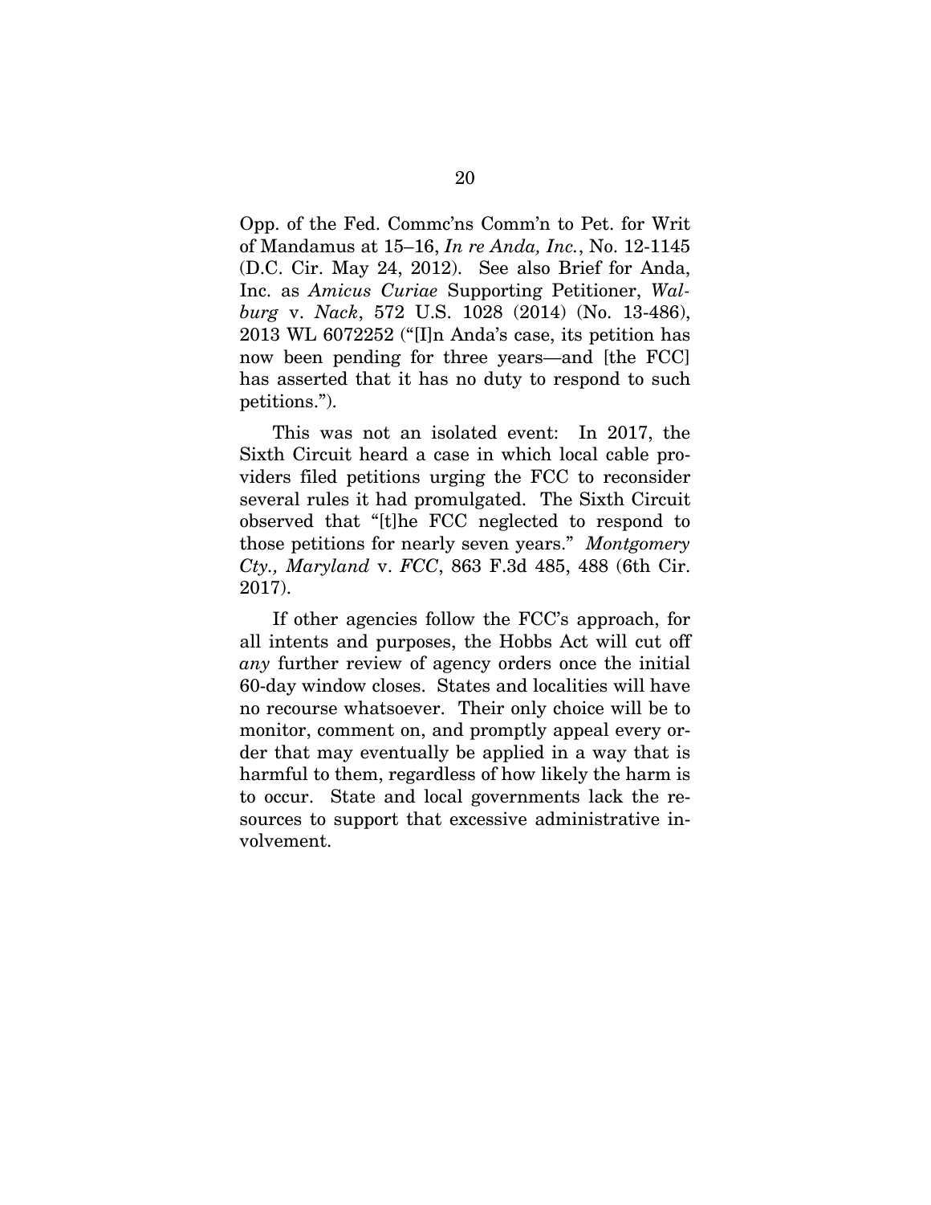Opp. of the Fed. Commc'ns Comm'n to Pet. for Writ of Mandamus at 15–16, *In re Anda, Inc.*, No. 12-1145 (D.C. Cir. May 24, 2012). See also Brief for Anda, Inc. as *Amicus Curiae* Supporting Petitioner, *Walburg* v. *Nack*, 572 U.S. 1028 (2014) (No. 13-486), 2013 WL 6072252 ("[I]n Anda's case, its petition has now been pending for three years—and [the FCC] has asserted that it has no duty to respond to such petitions.").

This was not an isolated event: In 2017, the Sixth Circuit heard a case in which local cable providers filed petitions urging the FCC to reconsider several rules it had promulgated. The Sixth Circuit observed that "[t]he FCC neglected to respond to those petitions for nearly seven years." *Montgomery Cty., Maryland* v. *FCC*, 863 F.3d 485, 488 (6th Cir. 2017).

If other agencies follow the FCC's approach, for all intents and purposes, the Hobbs Act will cut off *any* further review of agency orders once the initial 60-day window closes. States and localities will have no recourse whatsoever. Their only choice will be to monitor, comment on, and promptly appeal every order that may eventually be applied in a way that is harmful to them, regardless of how likely the harm is to occur. State and local governments lack the resources to support that excessive administrative involvement.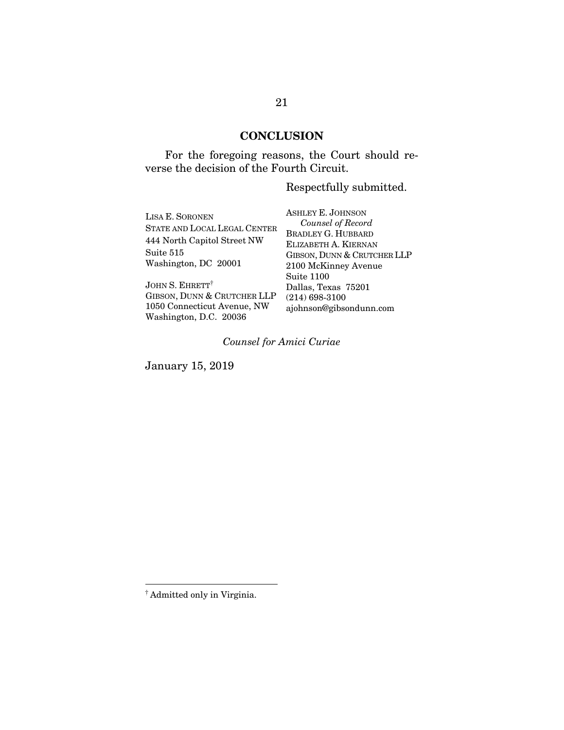## CONCLUSION

For the foregoing reasons, the Court should reverse the decision of the Fourth Circuit.

Respectfully submitted.

LISA E. SORONEN
STATE AND LOCAL LEGAL CENTER
444 North Capitol Street NW
Suite 515
Washington, DC 20001

JOHN S. EHRETT†
GIBSON, DUNN & CRUTCHER LLP
1050 Connecticut Avenue, NW
Washington, D.C. 20036

ASHLEY E. JOHNSON
*Counsel of Record*
BRADLEY G. HUBBARD
ELIZABETH A. KIERNAN
GIBSON, DUNN & CRUTCHER LLP
2100 McKinney Avenue
Suite 1100
Dallas, Texas 75201
(214) 698-3100
ajohnson@gibsondunn.com

*Counsel for Amici Curiae*

January 15, 2019

---

† Admitted only in Virginia.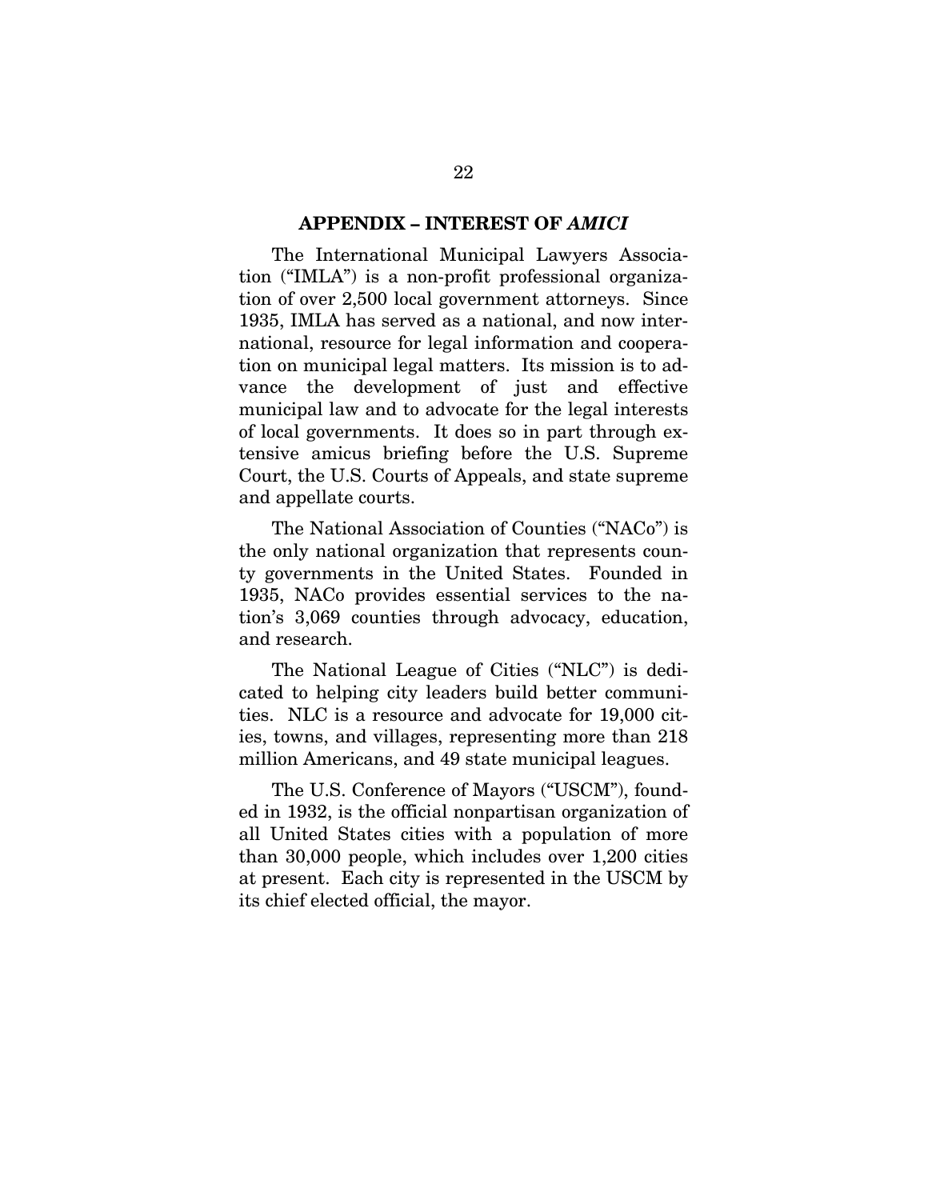## APPENDIX – INTEREST OF *AMICI*

The International Municipal Lawyers Association ("IMLA") is a non-profit professional organization of over 2,500 local government attorneys. Since 1935, IMLA has served as a national, and now international, resource for legal information and cooperation on municipal legal matters. Its mission is to advance the development of just and effective municipal law and to advocate for the legal interests of local governments. It does so in part through extensive amicus briefing before the U.S. Supreme Court, the U.S. Courts of Appeals, and state supreme and appellate courts.

The National Association of Counties ("NACo") is the only national organization that represents county governments in the United States. Founded in 1935, NACo provides essential services to the nation's 3,069 counties through advocacy, education, and research.

The National League of Cities ("NLC") is dedicated to helping city leaders build better communities. NLC is a resource and advocate for 19,000 cities, towns, and villages, representing more than 218 million Americans, and 49 state municipal leagues.

The U.S. Conference of Mayors ("USCM"), founded in 1932, is the official nonpartisan organization of all United States cities with a population of more than 30,000 people, which includes over 1,200 cities at present. Each city is represented in the USCM by its chief elected official, the mayor.